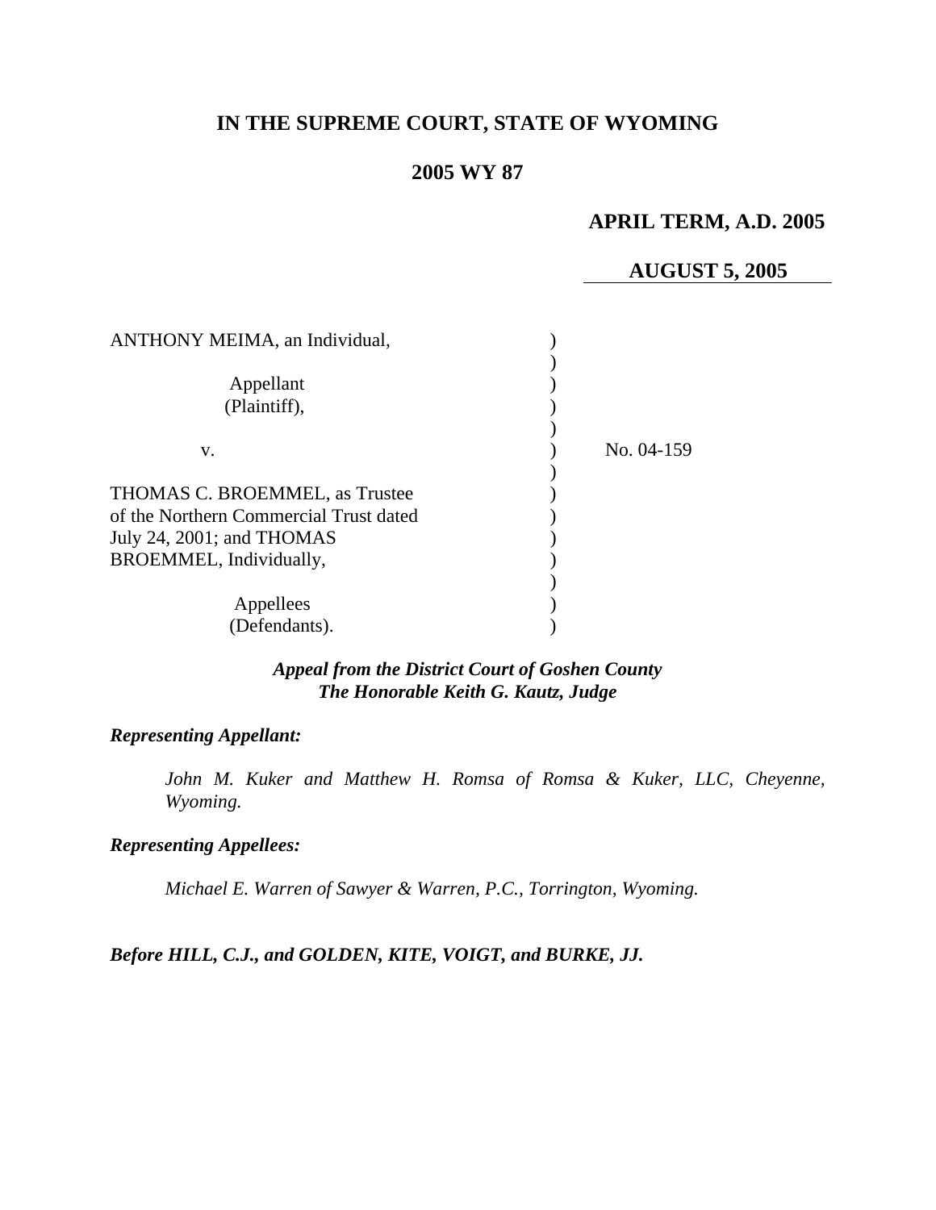# IN THE SUPREME COURT, STATE OF WYOMING

## 2005 WY 87

**APRIL TERM, A.D. 2005**

**AUGUST 5, 2005**

ANTHONY MEIMA, an Individual,

Appellant
(Plaintiff),

v.

No. 04-159

THOMAS C. BROEMMEL, as Trustee of the Northern Commercial Trust dated July 24, 2001; and THOMAS BROEMMEL, Individually,

Appellees
(Defendants).

***Appeal from the District Court of Goshen County***
***The Honorable Keith G. Kautz, Judge***

***Representing Appellant:***

*John M. Kuker and Matthew H. Romsa of Romsa & Kuker, LLC, Cheyenne, Wyoming.*

***Representing Appellees:***

*Michael E. Warren of Sawyer & Warren, P.C., Torrington, Wyoming.*

***Before HILL, C.J., and GOLDEN, KITE, VOIGT, and BURKE, JJ.***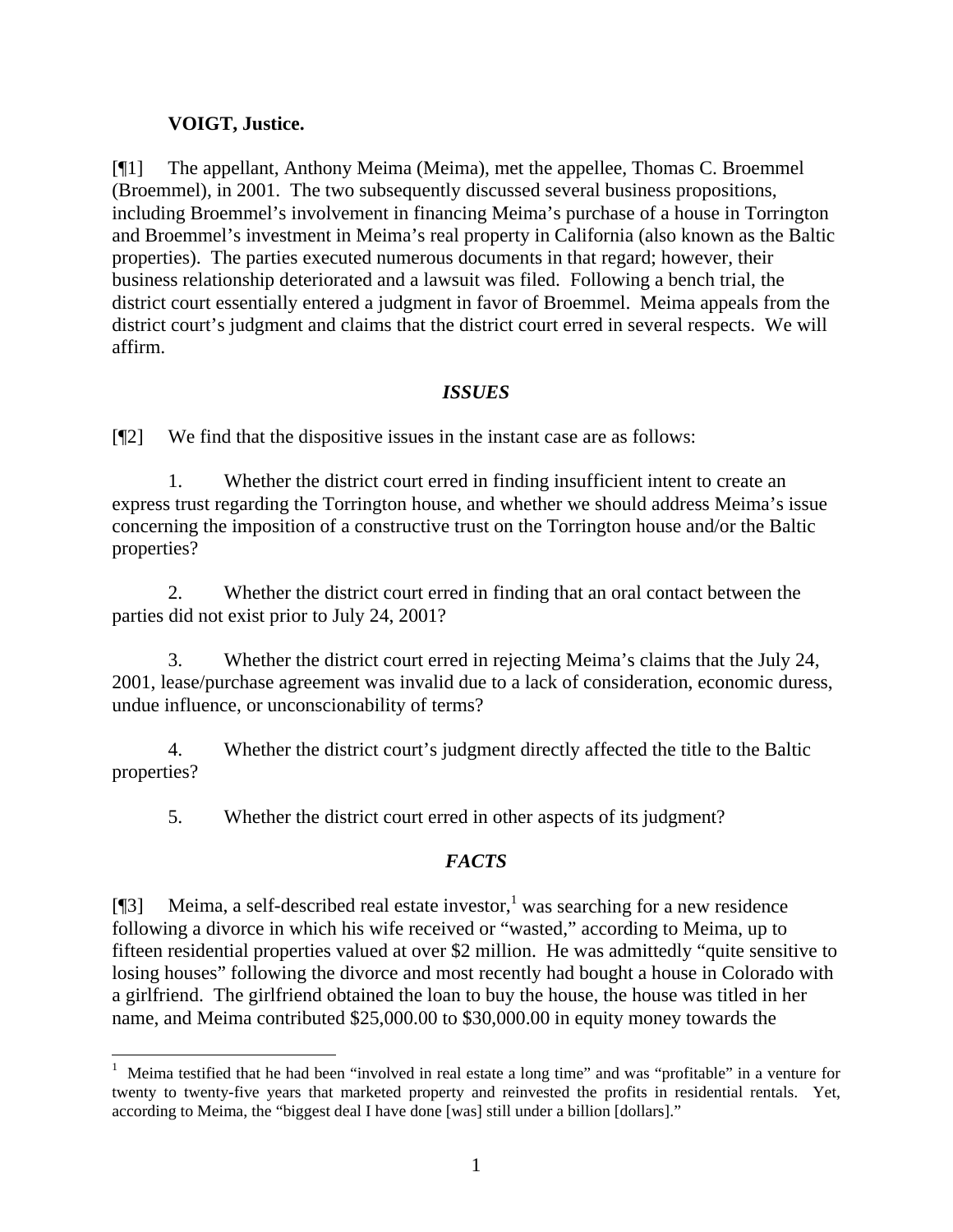**VOIGT, Justice.**

[¶1] The appellant, Anthony Meima (Meima), met the appellee, Thomas C. Broemmel (Broemmel), in 2001. The two subsequently discussed several business propositions, including Broemmel's involvement in financing Meima's purchase of a house in Torrington and Broemmel's investment in Meima's real property in California (also known as the Baltic properties). The parties executed numerous documents in that regard; however, their business relationship deteriorated and a lawsuit was filed. Following a bench trial, the district court essentially entered a judgment in favor of Broemmel. Meima appeals from the district court's judgment and claims that the district court erred in several respects. We will affirm.

## *ISSUES*

[¶2] We find that the dispositive issues in the instant case are as follows:

1. Whether the district court erred in finding insufficient intent to create an express trust regarding the Torrington house, and whether we should address Meima's issue concerning the imposition of a constructive trust on the Torrington house and/or the Baltic properties?

2. Whether the district court erred in finding that an oral contact between the parties did not exist prior to July 24, 2001?

3. Whether the district court erred in rejecting Meima's claims that the July 24, 2001, lease/purchase agreement was invalid due to a lack of consideration, economic duress, undue influence, or unconscionability of terms?

4. Whether the district court's judgment directly affected the title to the Baltic properties?

5. Whether the district court erred in other aspects of its judgment?

## *FACTS*

[¶3] Meima, a self-described real estate investor,[1] was searching for a new residence following a divorce in which his wife received or "wasted," according to Meima, up to fifteen residential properties valued at over $2 million. He was admittedly "quite sensitive to losing houses" following the divorce and most recently had bought a house in Colorado with a girlfriend. The girlfriend obtained the loan to buy the house, the house was titled in her name, and Meima contributed $25,000.00 to $30,000.00 in equity money towards the

[1] Meima testified that he had been "involved in real estate a long time" and was "profitable" in a venture for twenty to twenty-five years that marketed property and reinvested the profits in residential rentals. Yet, according to Meima, the "biggest deal I have done [was] still under a billion [dollars]."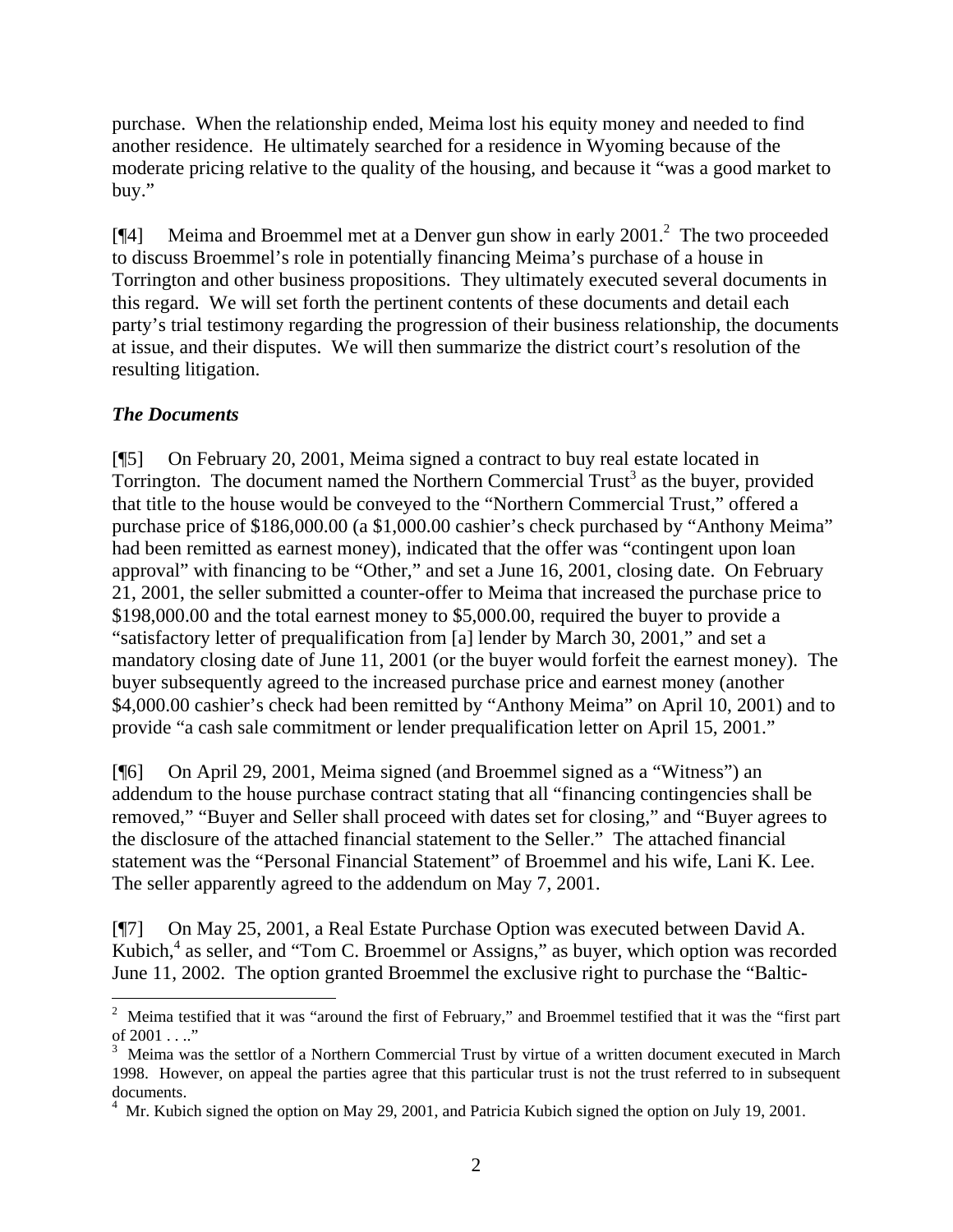purchase. When the relationship ended, Meima lost his equity money and needed to find another residence. He ultimately searched for a residence in Wyoming because of the moderate pricing relative to the quality of the housing, and because it "was a good market to buy."

[¶4] Meima and Broemmel met at a Denver gun show in early 2001.[2] The two proceeded to discuss Broemmel's role in potentially financing Meima's purchase of a house in Torrington and other business propositions. They ultimately executed several documents in this regard. We will set forth the pertinent contents of these documents and detail each party's trial testimony regarding the progression of their business relationship, the documents at issue, and their disputes. We will then summarize the district court's resolution of the resulting litigation.

***The Documents***

[¶5] On February 20, 2001, Meima signed a contract to buy real estate located in Torrington. The document named the Northern Commercial Trust[3] as the buyer, provided that title to the house would be conveyed to the "Northern Commercial Trust," offered a purchase price of $186,000.00 (a $1,000.00 cashier's check purchased by "Anthony Meima" had been remitted as earnest money), indicated that the offer was "contingent upon loan approval" with financing to be "Other," and set a June 16, 2001, closing date. On February 21, 2001, the seller submitted a counter-offer to Meima that increased the purchase price to $198,000.00 and the total earnest money to $5,000.00, required the buyer to provide a "satisfactory letter of prequalification from [a] lender by March 30, 2001," and set a mandatory closing date of June 11, 2001 (or the buyer would forfeit the earnest money). The buyer subsequently agreed to the increased purchase price and earnest money (another $4,000.00 cashier's check had been remitted by "Anthony Meima" on April 10, 2001) and to provide "a cash sale commitment or lender prequalification letter on April 15, 2001."

[¶6] On April 29, 2001, Meima signed (and Broemmel signed as a "Witness") an addendum to the house purchase contract stating that all "financing contingencies shall be removed," "Buyer and Seller shall proceed with dates set for closing," and "Buyer agrees to the disclosure of the attached financial statement to the Seller." The attached financial statement was the "Personal Financial Statement" of Broemmel and his wife, Lani K. Lee. The seller apparently agreed to the addendum on May 7, 2001.

[¶7] On May 25, 2001, a Real Estate Purchase Option was executed between David A. Kubich,[4] as seller, and "Tom C. Broemmel or Assigns," as buyer, which option was recorded June 11, 2002. The option granted Broemmel the exclusive right to purchase the "Baltic-

---

[2] Meima testified that it was "around the first of February," and Broemmel testified that it was the "first part of 2001 . . .."

[3] Meima was the settlor of a Northern Commercial Trust by virtue of a written document executed in March 1998. However, on appeal the parties agree that this particular trust is not the trust referred to in subsequent documents.

[4] Mr. Kubich signed the option on May 29, 2001, and Patricia Kubich signed the option on July 19, 2001.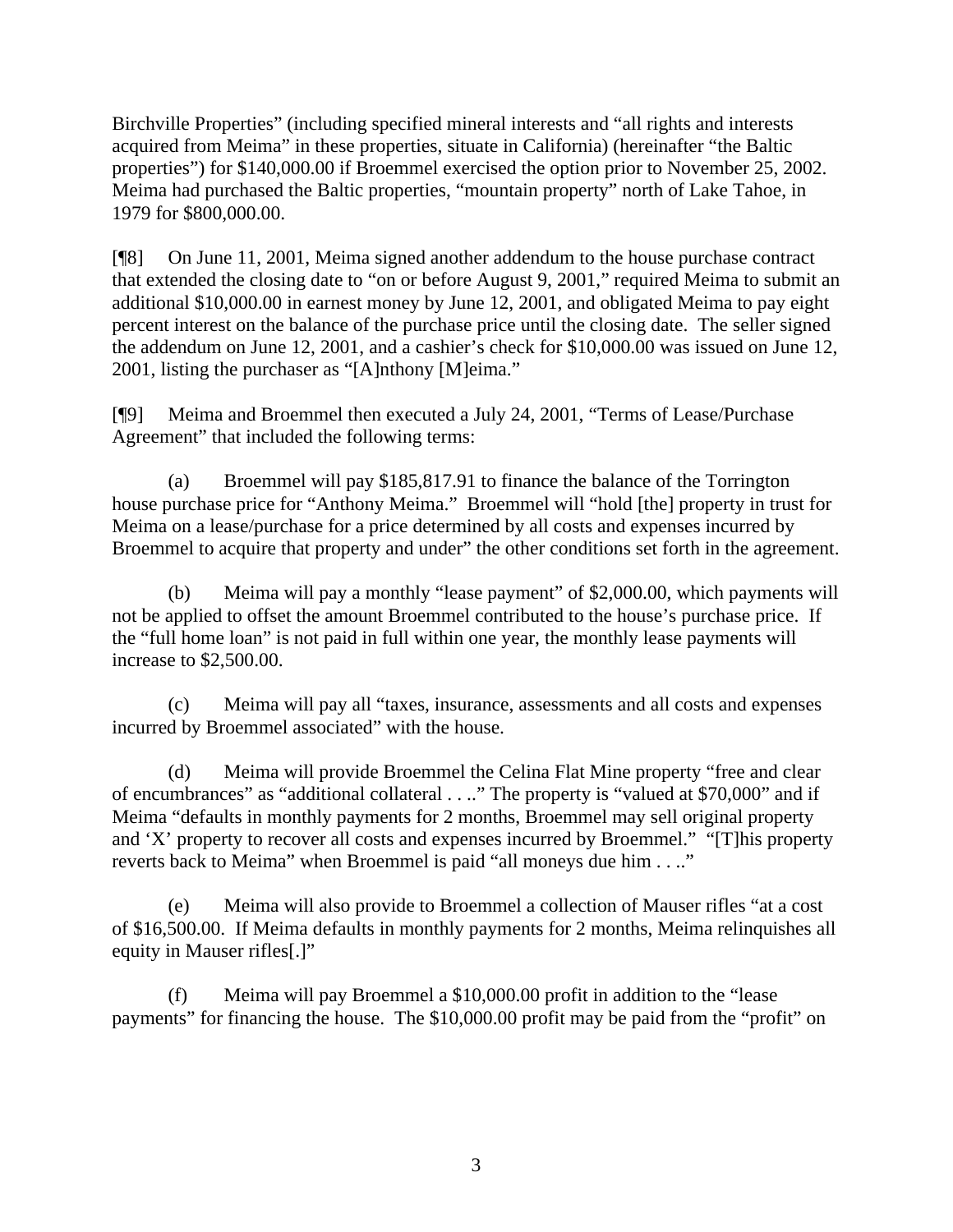Birchville Properties" (including specified mineral interests and "all rights and interests acquired from Meima" in these properties, situate in California) (hereinafter "the Baltic properties") for $140,000.00 if Broemmel exercised the option prior to November 25, 2002. Meima had purchased the Baltic properties, "mountain property" north of Lake Tahoe, in 1979 for $800,000.00.

[¶8] On June 11, 2001, Meima signed another addendum to the house purchase contract that extended the closing date to "on or before August 9, 2001," required Meima to submit an additional $10,000.00 in earnest money by June 12, 2001, and obligated Meima to pay eight percent interest on the balance of the purchase price until the closing date. The seller signed the addendum on June 12, 2001, and a cashier's check for $10,000.00 was issued on June 12, 2001, listing the purchaser as "[A]nthony [M]eima."

[¶9] Meima and Broemmel then executed a July 24, 2001, "Terms of Lease/Purchase Agreement" that included the following terms:

(a) Broemmel will pay $185,817.91 to finance the balance of the Torrington house purchase price for "Anthony Meima." Broemmel will "hold [the] property in trust for Meima on a lease/purchase for a price determined by all costs and expenses incurred by Broemmel to acquire that property and under" the other conditions set forth in the agreement.

(b) Meima will pay a monthly "lease payment" of $2,000.00, which payments will not be applied to offset the amount Broemmel contributed to the house's purchase price. If the "full home loan" is not paid in full within one year, the monthly lease payments will increase to $2,500.00.

(c) Meima will pay all "taxes, insurance, assessments and all costs and expenses incurred by Broemmel associated" with the house.

(d) Meima will provide Broemmel the Celina Flat Mine property "free and clear of encumbrances" as "additional collateral . . .." The property is "valued at $70,000" and if Meima "defaults in monthly payments for 2 months, Broemmel may sell original property and 'X' property to recover all costs and expenses incurred by Broemmel." "[T]his property reverts back to Meima" when Broemmel is paid "all moneys due him . . .."

(e) Meima will also provide to Broemmel a collection of Mauser rifles "at a cost of $16,500.00. If Meima defaults in monthly payments for 2 months, Meima relinquishes all equity in Mauser rifles[.]"

(f) Meima will pay Broemmel a $10,000.00 profit in addition to the "lease payments" for financing the house. The $10,000.00 profit may be paid from the "profit" on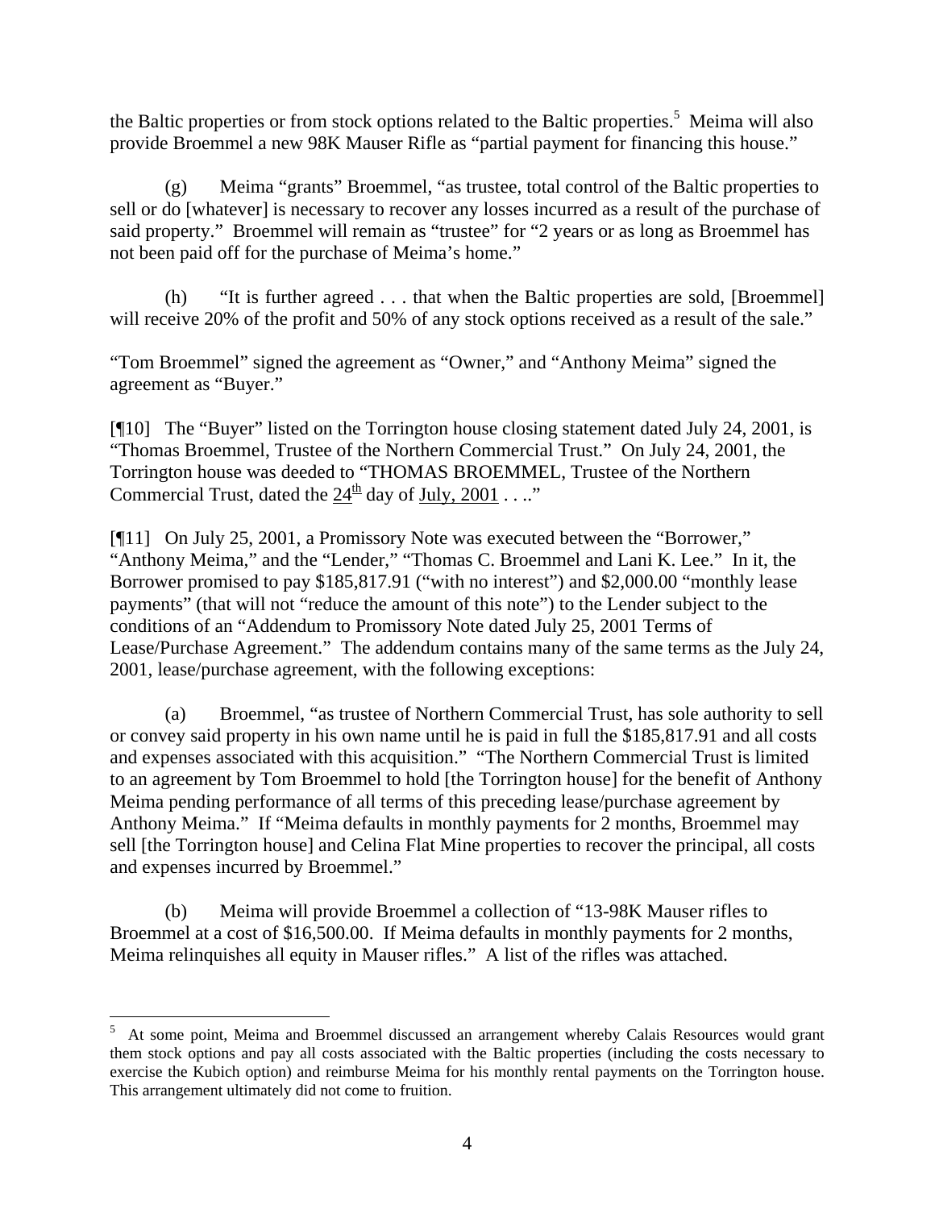the Baltic properties or from stock options related to the Baltic properties.[5] Meima will also provide Broemmel a new 98K Mauser Rifle as "partial payment for financing this house."

(g) Meima "grants" Broemmel, "as trustee, total control of the Baltic properties to sell or do [whatever] is necessary to recover any losses incurred as a result of the purchase of said property." Broemmel will remain as "trustee" for "2 years or as long as Broemmel has not been paid off for the purchase of Meima's home."

(h) "It is further agreed . . . that when the Baltic properties are sold, [Broemmel] will receive 20% of the profit and 50% of any stock options received as a result of the sale."

"Tom Broemmel" signed the agreement as "Owner," and "Anthony Meima" signed the agreement as "Buyer."

[¶10] The "Buyer" listed on the Torrington house closing statement dated July 24, 2001, is "Thomas Broemmel, Trustee of the Northern Commercial Trust." On July 24, 2001, the Torrington house was deeded to "THOMAS BROEMMEL, Trustee of the Northern Commercial Trust, dated the <u>24th</u> day of <u>July, 2001</u> . . .."

[¶11] On July 25, 2001, a Promissory Note was executed between the "Borrower," "Anthony Meima," and the "Lender," "Thomas C. Broemmel and Lani K. Lee." In it, the Borrower promised to pay $185,817.91 ("with no interest") and $2,000.00 "monthly lease payments" (that will not "reduce the amount of this note") to the Lender subject to the conditions of an "Addendum to Promissory Note dated July 25, 2001 Terms of Lease/Purchase Agreement." The addendum contains many of the same terms as the July 24, 2001, lease/purchase agreement, with the following exceptions:

(a) Broemmel, "as trustee of Northern Commercial Trust, has sole authority to sell or convey said property in his own name until he is paid in full the $185,817.91 and all costs and expenses associated with this acquisition." "The Northern Commercial Trust is limited to an agreement by Tom Broemmel to hold [the Torrington house] for the benefit of Anthony Meima pending performance of all terms of this preceding lease/purchase agreement by Anthony Meima." If "Meima defaults in monthly payments for 2 months, Broemmel may sell [the Torrington house] and Celina Flat Mine properties to recover the principal, all costs and expenses incurred by Broemmel."

(b) Meima will provide Broemmel a collection of "13-98K Mauser rifles to Broemmel at a cost of $16,500.00. If Meima defaults in monthly payments for 2 months, Meima relinquishes all equity in Mauser rifles." A list of the rifles was attached.

---

[5] At some point, Meima and Broemmel discussed an arrangement whereby Calais Resources would grant them stock options and pay all costs associated with the Baltic properties (including the costs necessary to exercise the Kubich option) and reimburse Meima for his monthly rental payments on the Torrington house. This arrangement ultimately did not come to fruition.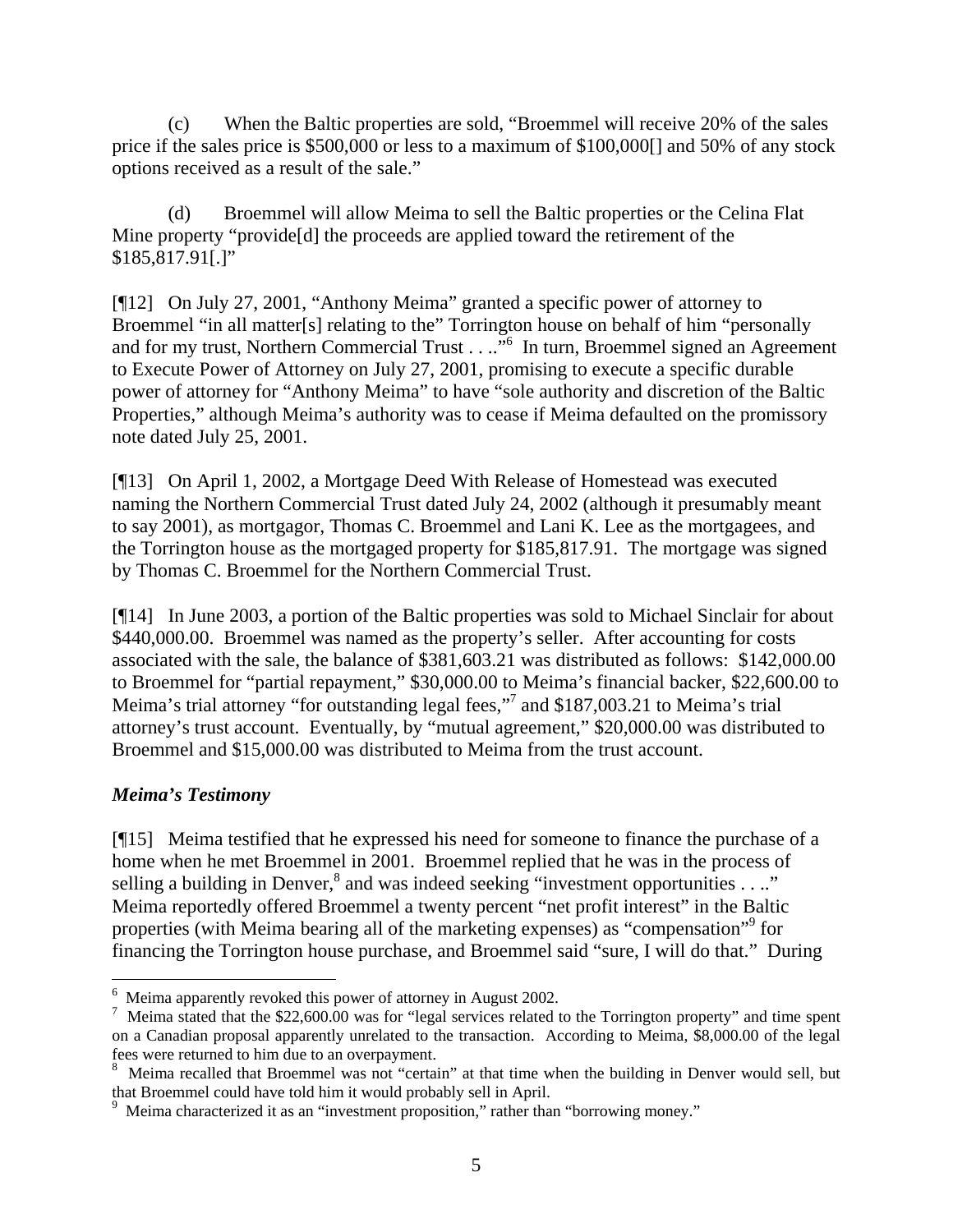(c) When the Baltic properties are sold, "Broemmel will receive 20% of the sales price if the sales price is $500,000 or less to a maximum of $100,000[] and 50% of any stock options received as a result of the sale."

(d) Broemmel will allow Meima to sell the Baltic properties or the Celina Flat Mine property "provide[d] the proceeds are applied toward the retirement of the $185,817.91[.]"

[¶12] On July 27, 2001, "Anthony Meima" granted a specific power of attorney to Broemmel "in all matter[s] relating to the" Torrington house on behalf of him "personally and for my trust, Northern Commercial Trust . . .."[6] In turn, Broemmel signed an Agreement to Execute Power of Attorney on July 27, 2001, promising to execute a specific durable power of attorney for "Anthony Meima" to have "sole authority and discretion of the Baltic Properties," although Meima's authority was to cease if Meima defaulted on the promissory note dated July 25, 2001.

[¶13] On April 1, 2002, a Mortgage Deed With Release of Homestead was executed naming the Northern Commercial Trust dated July 24, 2002 (although it presumably meant to say 2001), as mortgagor, Thomas C. Broemmel and Lani K. Lee as the mortgagees, and the Torrington house as the mortgaged property for $185,817.91. The mortgage was signed by Thomas C. Broemmel for the Northern Commercial Trust.

[¶14] In June 2003, a portion of the Baltic properties was sold to Michael Sinclair for about $440,000.00. Broemmel was named as the property's seller. After accounting for costs associated with the sale, the balance of $381,603.21 was distributed as follows: $142,000.00 to Broemmel for "partial repayment," $30,000.00 to Meima's financial backer, $22,600.00 to Meima's trial attorney "for outstanding legal fees,"[7] and $187,003.21 to Meima's trial attorney's trust account. Eventually, by "mutual agreement," $20,000.00 was distributed to Broemmel and $15,000.00 was distributed to Meima from the trust account.

### *Meima's Testimony*

[¶15] Meima testified that he expressed his need for someone to finance the purchase of a home when he met Broemmel in 2001. Broemmel replied that he was in the process of selling a building in Denver,[8] and was indeed seeking "investment opportunities . . .." Meima reportedly offered Broemmel a twenty percent "net profit interest" in the Baltic properties (with Meima bearing all of the marketing expenses) as "compensation"[9] for financing the Torrington house purchase, and Broemmel said "sure, I will do that." During

---

[6] Meima apparently revoked this power of attorney in August 2002.

[7] Meima stated that the $22,600.00 was for "legal services related to the Torrington property" and time spent on a Canadian proposal apparently unrelated to the transaction. According to Meima, $8,000.00 of the legal fees were returned to him due to an overpayment.

[8] Meima recalled that Broemmel was not "certain" at that time when the building in Denver would sell, but that Broemmel could have told him it would probably sell in April.

[9] Meima characterized it as an "investment proposition," rather than "borrowing money."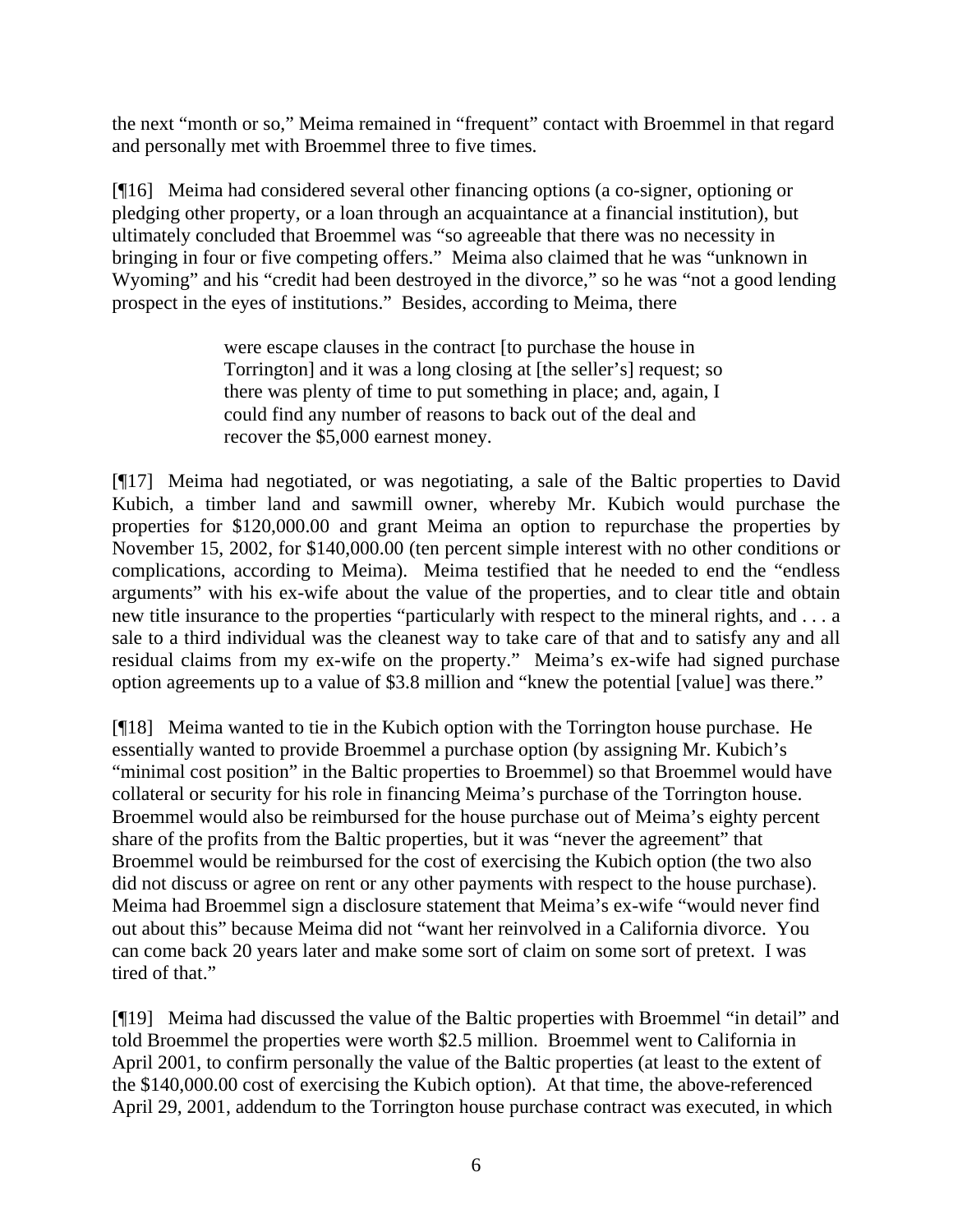the next "month or so," Meima remained in "frequent" contact with Broemmel in that regard and personally met with Broemmel three to five times.

[¶16] Meima had considered several other financing options (a co-signer, optioning or pledging other property, or a loan through an acquaintance at a financial institution), but ultimately concluded that Broemmel was "so agreeable that there was no necessity in bringing in four or five competing offers." Meima also claimed that he was "unknown in Wyoming" and his "credit had been destroyed in the divorce," so he was "not a good lending prospect in the eyes of institutions." Besides, according to Meima, there

> were escape clauses in the contract [to purchase the house in Torrington] and it was a long closing at [the seller's] request; so there was plenty of time to put something in place; and, again, I could find any number of reasons to back out of the deal and recover the $5,000 earnest money.

[¶17] Meima had negotiated, or was negotiating, a sale of the Baltic properties to David Kubich, a timber land and sawmill owner, whereby Mr. Kubich would purchase the properties for $120,000.00 and grant Meima an option to repurchase the properties by November 15, 2002, for $140,000.00 (ten percent simple interest with no other conditions or complications, according to Meima). Meima testified that he needed to end the "endless arguments" with his ex-wife about the value of the properties, and to clear title and obtain new title insurance to the properties "particularly with respect to the mineral rights, and . . . a sale to a third individual was the cleanest way to take care of that and to satisfy any and all residual claims from my ex-wife on the property." Meima's ex-wife had signed purchase option agreements up to a value of $3.8 million and "knew the potential [value] was there."

[¶18] Meima wanted to tie in the Kubich option with the Torrington house purchase. He essentially wanted to provide Broemmel a purchase option (by assigning Mr. Kubich's "minimal cost position" in the Baltic properties to Broemmel) so that Broemmel would have collateral or security for his role in financing Meima's purchase of the Torrington house. Broemmel would also be reimbursed for the house purchase out of Meima's eighty percent share of the profits from the Baltic properties, but it was "never the agreement" that Broemmel would be reimbursed for the cost of exercising the Kubich option (the two also did not discuss or agree on rent or any other payments with respect to the house purchase). Meima had Broemmel sign a disclosure statement that Meima's ex-wife "would never find out about this" because Meima did not "want her reinvolved in a California divorce. You can come back 20 years later and make some sort of claim on some sort of pretext. I was tired of that."

[¶19] Meima had discussed the value of the Baltic properties with Broemmel "in detail" and told Broemmel the properties were worth $2.5 million. Broemmel went to California in April 2001, to confirm personally the value of the Baltic properties (at least to the extent of the $140,000.00 cost of exercising the Kubich option). At that time, the above-referenced April 29, 2001, addendum to the Torrington house purchase contract was executed, in which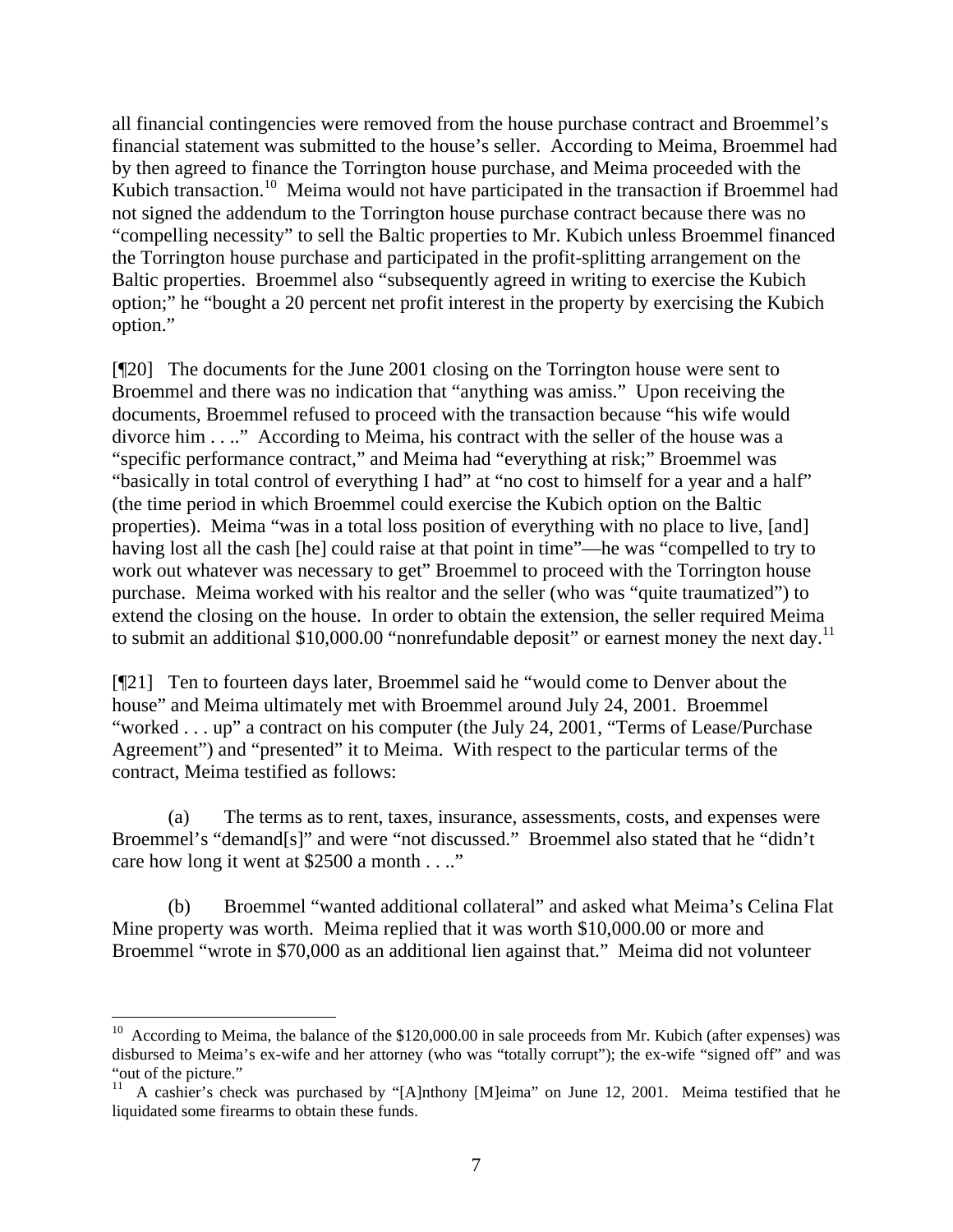all financial contingencies were removed from the house purchase contract and Broemmel's financial statement was submitted to the house's seller. According to Meima, Broemmel had by then agreed to finance the Torrington house purchase, and Meima proceeded with the Kubich transaction.[10] Meima would not have participated in the transaction if Broemmel had not signed the addendum to the Torrington house purchase contract because there was no "compelling necessity" to sell the Baltic properties to Mr. Kubich unless Broemmel financed the Torrington house purchase and participated in the profit-splitting arrangement on the Baltic properties. Broemmel also "subsequently agreed in writing to exercise the Kubich option;" he "bought a 20 percent net profit interest in the property by exercising the Kubich option."

[¶20] The documents for the June 2001 closing on the Torrington house were sent to Broemmel and there was no indication that "anything was amiss." Upon receiving the documents, Broemmel refused to proceed with the transaction because "his wife would divorce him . . .." According to Meima, his contract with the seller of the house was a "specific performance contract," and Meima had "everything at risk;" Broemmel was "basically in total control of everything I had" at "no cost to himself for a year and a half" (the time period in which Broemmel could exercise the Kubich option on the Baltic properties). Meima "was in a total loss position of everything with no place to live, [and] having lost all the cash [he] could raise at that point in time"—he was "compelled to try to work out whatever was necessary to get" Broemmel to proceed with the Torrington house purchase. Meima worked with his realtor and the seller (who was "quite traumatized") to extend the closing on the house. In order to obtain the extension, the seller required Meima to submit an additional $10,000.00 "nonrefundable deposit" or earnest money the next day.[11]

[¶21] Ten to fourteen days later, Broemmel said he "would come to Denver about the house" and Meima ultimately met with Broemmel around July 24, 2001. Broemmel "worked . . . up" a contract on his computer (the July 24, 2001, "Terms of Lease/Purchase Agreement") and "presented" it to Meima. With respect to the particular terms of the contract, Meima testified as follows:

(a) The terms as to rent, taxes, insurance, assessments, costs, and expenses were Broemmel's "demand[s]" and were "not discussed." Broemmel also stated that he "didn't care how long it went at $2500 a month . . .."

(b) Broemmel "wanted additional collateral" and asked what Meima's Celina Flat Mine property was worth. Meima replied that it was worth $10,000.00 or more and Broemmel "wrote in $70,000 as an additional lien against that." Meima did not volunteer

---

[10] According to Meima, the balance of the $120,000.00 in sale proceeds from Mr. Kubich (after expenses) was disbursed to Meima's ex-wife and her attorney (who was "totally corrupt"); the ex-wife "signed off" and was "out of the picture."

[11] A cashier's check was purchased by "[A]nthony [M]eima" on June 12, 2001. Meima testified that he liquidated some firearms to obtain these funds.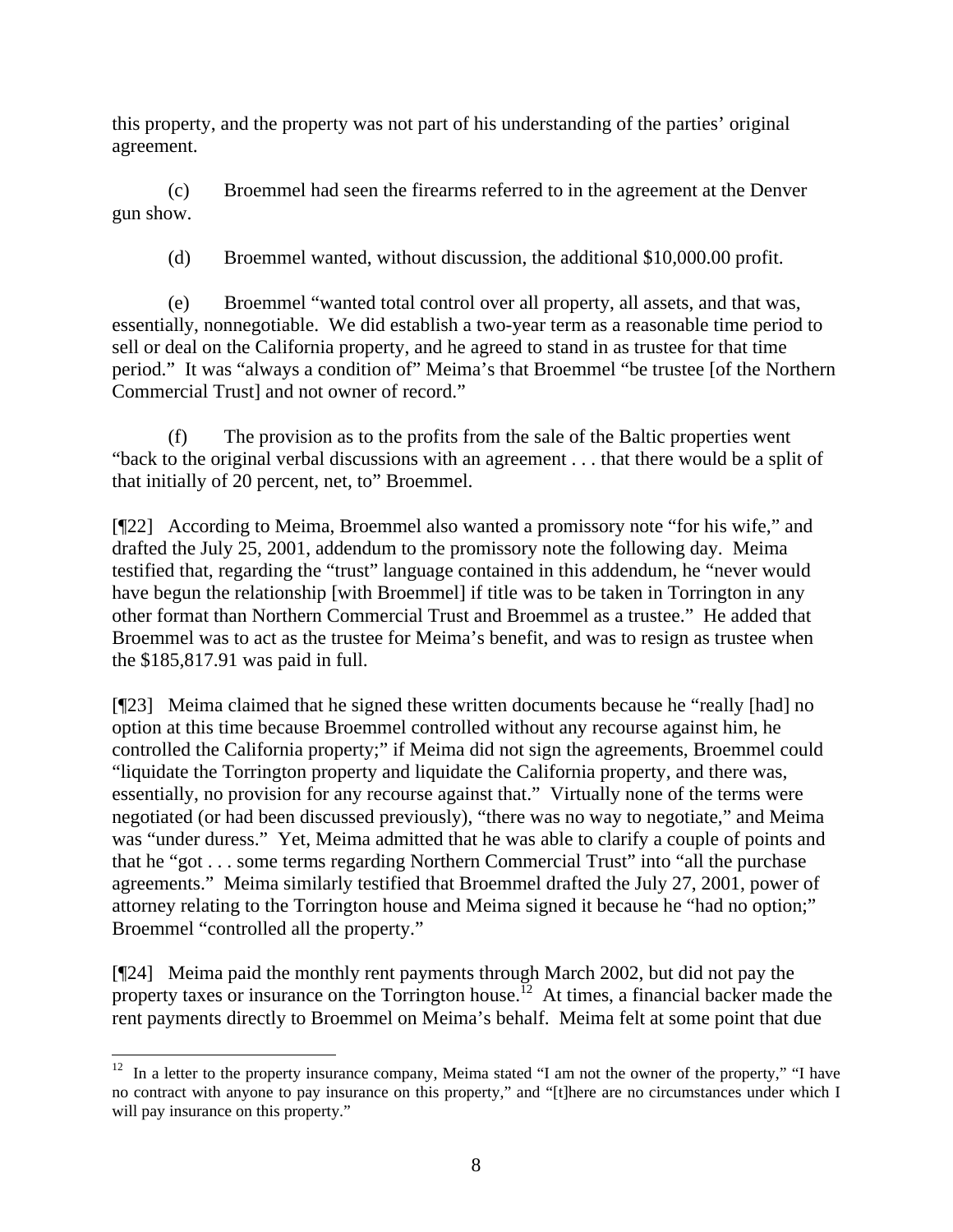this property, and the property was not part of his understanding of the parties' original agreement.

(c) Broemmel had seen the firearms referred to in the agreement at the Denver gun show.

(d) Broemmel wanted, without discussion, the additional $10,000.00 profit.

(e) Broemmel "wanted total control over all property, all assets, and that was, essentially, nonnegotiable. We did establish a two-year term as a reasonable time period to sell or deal on the California property, and he agreed to stand in as trustee for that time period." It was "always a condition of" Meima's that Broemmel "be trustee [of the Northern Commercial Trust] and not owner of record."

(f) The provision as to the profits from the sale of the Baltic properties went "back to the original verbal discussions with an agreement . . . that there would be a split of that initially of 20 percent, net, to" Broemmel.

[¶22] According to Meima, Broemmel also wanted a promissory note "for his wife," and drafted the July 25, 2001, addendum to the promissory note the following day. Meima testified that, regarding the "trust" language contained in this addendum, he "never would have begun the relationship [with Broemmel] if title was to be taken in Torrington in any other format than Northern Commercial Trust and Broemmel as a trustee." He added that Broemmel was to act as the trustee for Meima's benefit, and was to resign as trustee when the $185,817.91 was paid in full.

[¶23] Meima claimed that he signed these written documents because he "really [had] no option at this time because Broemmel controlled without any recourse against him, he controlled the California property;" if Meima did not sign the agreements, Broemmel could "liquidate the Torrington property and liquidate the California property, and there was, essentially, no provision for any recourse against that." Virtually none of the terms were negotiated (or had been discussed previously), "there was no way to negotiate," and Meima was "under duress." Yet, Meima admitted that he was able to clarify a couple of points and that he "got . . . some terms regarding Northern Commercial Trust" into "all the purchase agreements." Meima similarly testified that Broemmel drafted the July 27, 2001, power of attorney relating to the Torrington house and Meima signed it because he "had no option;" Broemmel "controlled all the property."

[¶24] Meima paid the monthly rent payments through March 2002, but did not pay the property taxes or insurance on the Torrington house.[12] At times, a financial backer made the rent payments directly to Broemmel on Meima's behalf. Meima felt at some point that due

[12] In a letter to the property insurance company, Meima stated "I am not the owner of the property," "I have no contract with anyone to pay insurance on this property," and "[t]here are no circumstances under which I will pay insurance on this property."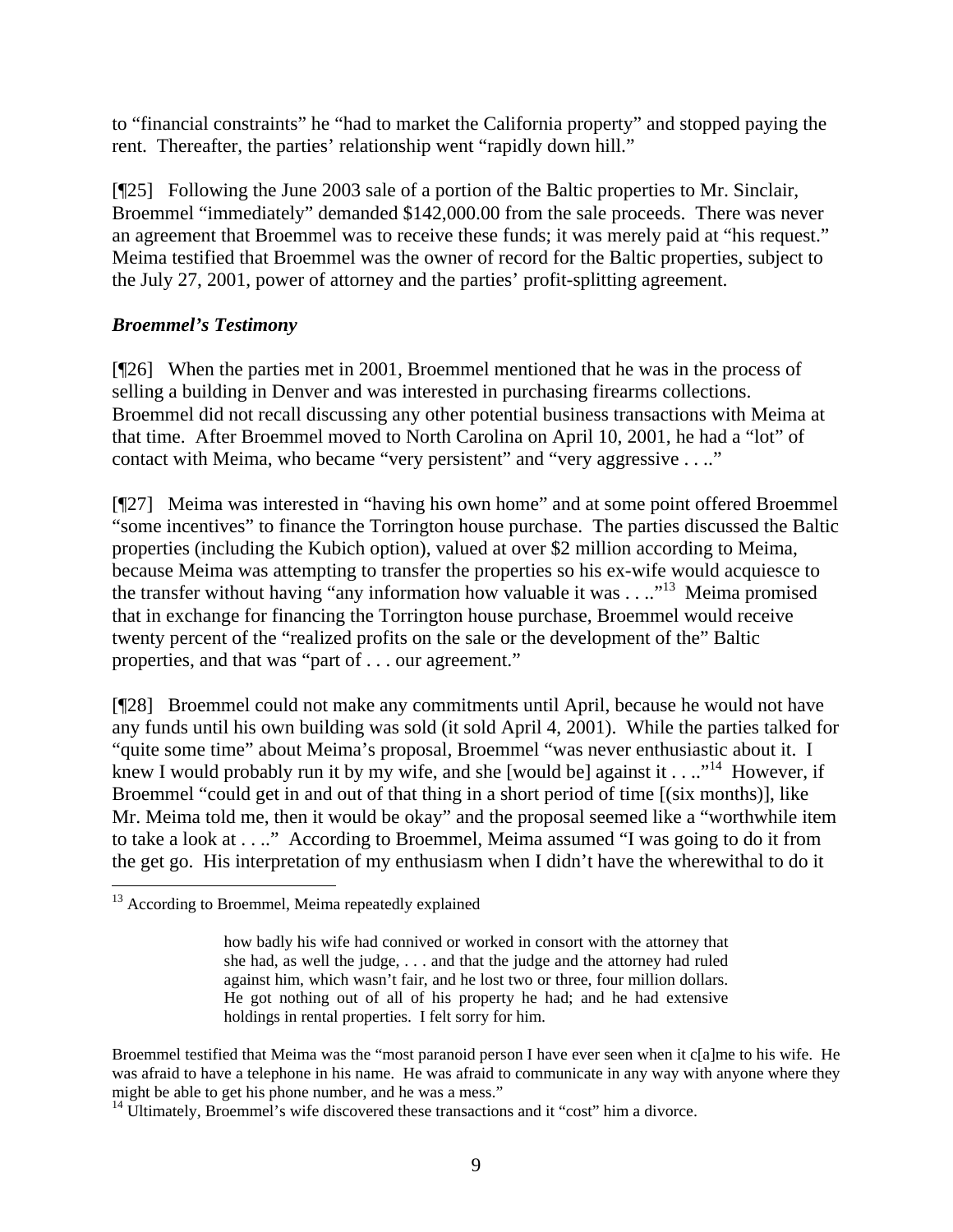to "financial constraints" he "had to market the California property" and stopped paying the rent. Thereafter, the parties' relationship went "rapidly down hill."

[¶25] Following the June 2003 sale of a portion of the Baltic properties to Mr. Sinclair, Broemmel "immediately" demanded $142,000.00 from the sale proceeds. There was never an agreement that Broemmel was to receive these funds; it was merely paid at "his request." Meima testified that Broemmel was the owner of record for the Baltic properties, subject to the July 27, 2001, power of attorney and the parties' profit-splitting agreement.

### *Broemmel's Testimony*

[¶26] When the parties met in 2001, Broemmel mentioned that he was in the process of selling a building in Denver and was interested in purchasing firearms collections. Broemmel did not recall discussing any other potential business transactions with Meima at that time. After Broemmel moved to North Carolina on April 10, 2001, he had a "lot" of contact with Meima, who became "very persistent" and "very aggressive . . .."

[¶27] Meima was interested in "having his own home" and at some point offered Broemmel "some incentives" to finance the Torrington house purchase. The parties discussed the Baltic properties (including the Kubich option), valued at over $2 million according to Meima, because Meima was attempting to transfer the properties so his ex-wife would acquiesce to the transfer without having "any information how valuable it was . . .."[13] Meima promised that in exchange for financing the Torrington house purchase, Broemmel would receive twenty percent of the "realized profits on the sale or the development of the" Baltic properties, and that was "part of . . . our agreement."

[¶28] Broemmel could not make any commitments until April, because he would not have any funds until his own building was sold (it sold April 4, 2001). While the parties talked for "quite some time" about Meima's proposal, Broemmel "was never enthusiastic about it. I knew I would probably run it by my wife, and she [would be] against it . . .."[14] However, if Broemmel "could get in and out of that thing in a short period of time [(six months)], like Mr. Meima told me, then it would be okay" and the proposal seemed like a "worthwhile item to take a look at . . .." According to Broemmel, Meima assumed "I was going to do it from the get go. His interpretation of my enthusiasm when I didn't have the wherewithal to do it

---

[13] According to Broemmel, Meima repeatedly explained

> how badly his wife had connived or worked in consort with the attorney that she had, as well the judge, . . . and that the judge and the attorney had ruled against him, which wasn't fair, and he lost two or three, four million dollars. He got nothing out of all of his property he had; and he had extensive holdings in rental properties. I felt sorry for him.

Broemmel testified that Meima was the "most paranoid person I have ever seen when it c[a]me to his wife. He was afraid to have a telephone in his name. He was afraid to communicate in any way with anyone where they might be able to get his phone number, and he was a mess."

[14] Ultimately, Broemmel's wife discovered these transactions and it "cost" him a divorce.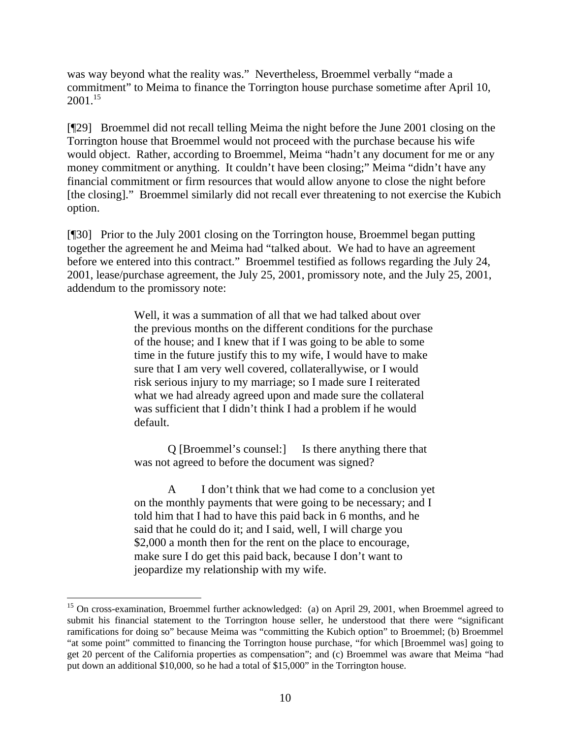was way beyond what the reality was." Nevertheless, Broemmel verbally "made a commitment" to Meima to finance the Torrington house purchase sometime after April 10, 2001.[15]

[¶29] Broemmel did not recall telling Meima the night before the June 2001 closing on the Torrington house that Broemmel would not proceed with the purchase because his wife would object. Rather, according to Broemmel, Meima "hadn't any document for me or any money commitment or anything. It couldn't have been closing;" Meima "didn't have any financial commitment or firm resources that would allow anyone to close the night before [the closing]." Broemmel similarly did not recall ever threatening to not exercise the Kubich option.

[¶30] Prior to the July 2001 closing on the Torrington house, Broemmel began putting together the agreement he and Meima had "talked about. We had to have an agreement before we entered into this contract." Broemmel testified as follows regarding the July 24, 2001, lease/purchase agreement, the July 25, 2001, promissory note, and the July 25, 2001, addendum to the promissory note:

> Well, it was a summation of all that we had talked about over the previous months on the different conditions for the purchase of the house; and I knew that if I was going to be able to some time in the future justify this to my wife, I would have to make sure that I am very well covered, collaterallywise, or I would risk serious injury to my marriage; so I made sure I reiterated what we had already agreed upon and made sure the collateral was sufficient that I didn't think I had a problem if he would default.
>
> Q [Broemmel's counsel:] Is there anything there that was not agreed to before the document was signed?
>
> A I don't think that we had come to a conclusion yet on the monthly payments that were going to be necessary; and I told him that I had to have this paid back in 6 months, and he said that he could do it; and I said, well, I will charge you \$2,000 a month then for the rent on the place to encourage, make sure I do get this paid back, because I don't want to jeopardize my relationship with my wife.

---

[15] On cross-examination, Broemmel further acknowledged: (a) on April 29, 2001, when Broemmel agreed to submit his financial statement to the Torrington house seller, he understood that there were "significant ramifications for doing so" because Meima was "committing the Kubich option" to Broemmel; (b) Broemmel "at some point" committed to financing the Torrington house purchase, "for which [Broemmel was] going to get 20 percent of the California properties as compensation"; and (c) Broemmel was aware that Meima "had put down an additional \$10,000, so he had a total of \$15,000" in the Torrington house.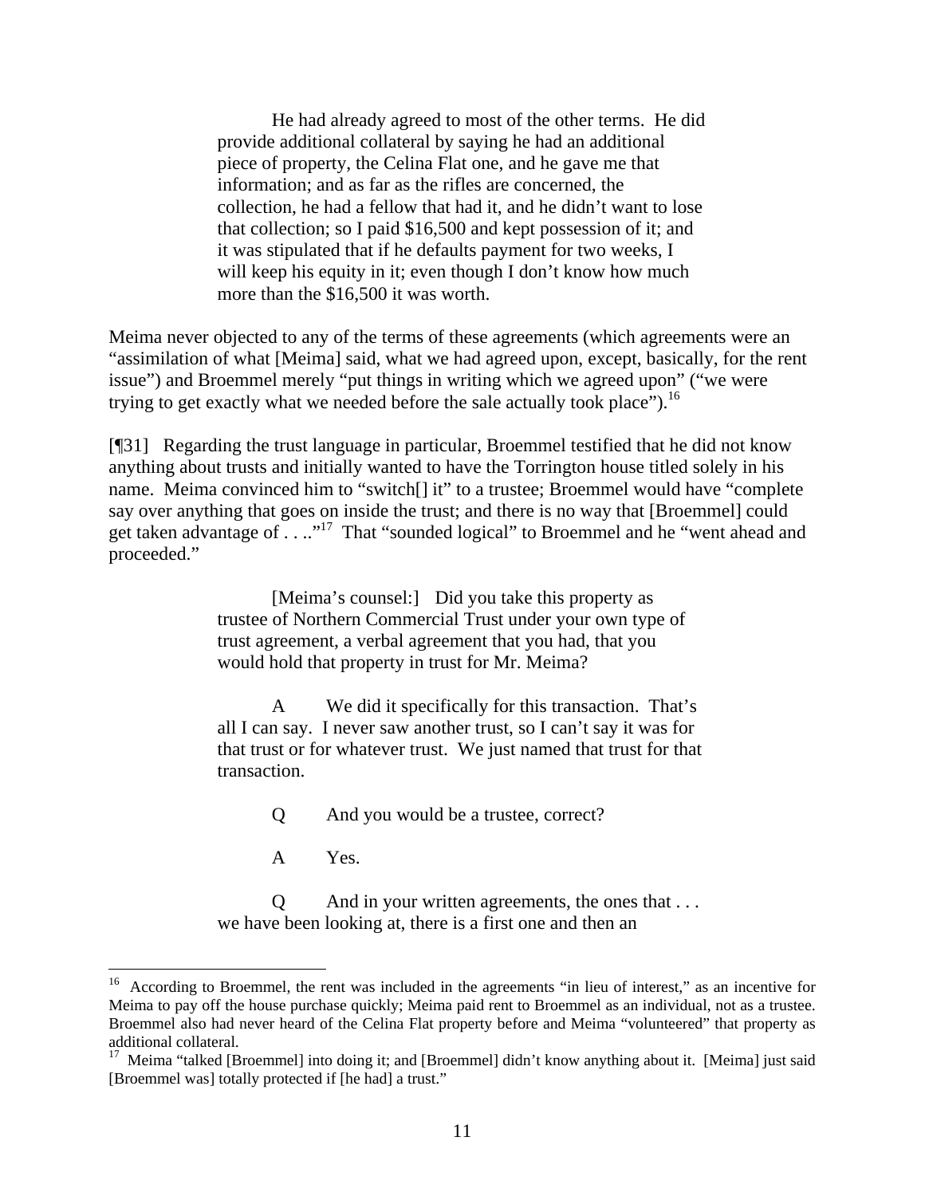> He had already agreed to most of the other terms. He did provide additional collateral by saying he had an additional piece of property, the Celina Flat one, and he gave me that information; and as far as the rifles are concerned, the collection, he had a fellow that had it, and he didn't want to lose that collection; so I paid $16,500 and kept possession of it; and it was stipulated that if he defaults payment for two weeks, I will keep his equity in it; even though I don't know how much more than the $16,500 it was worth.

Meima never objected to any of the terms of these agreements (which agreements were an "assimilation of what [Meima] said, what we had agreed upon, except, basically, for the rent issue") and Broemmel merely "put things in writing which we agreed upon" ("we were trying to get exactly what we needed before the sale actually took place").[16]

[¶31] Regarding the trust language in particular, Broemmel testified that he did not know anything about trusts and initially wanted to have the Torrington house titled solely in his name. Meima convinced him to "switch[] it" to a trustee; Broemmel would have "complete say over anything that goes on inside the trust; and there is no way that [Broemmel] could get taken advantage of . . .."[17] That "sounded logical" to Broemmel and he "went ahead and proceeded."

> [Meima's counsel:] Did you take this property as trustee of Northern Commercial Trust under your own type of trust agreement, a verbal agreement that you had, that you would hold that property in trust for Mr. Meima?
>
> A We did it specifically for this transaction. That's all I can say. I never saw another trust, so I can't say it was for that trust or for whatever trust. We just named that trust for that transaction.
>
> Q And you would be a trustee, correct?
>
> A Yes.
>
> Q And in your written agreements, the ones that . . . we have been looking at, there is a first one and then an

---

[16] According to Broemmel, the rent was included in the agreements "in lieu of interest," as an incentive for Meima to pay off the house purchase quickly; Meima paid rent to Broemmel as an individual, not as a trustee. Broemmel also had never heard of the Celina Flat property before and Meima "volunteered" that property as additional collateral.

[17] Meima "talked [Broemmel] into doing it; and [Broemmel] didn't know anything about it. [Meima] just said [Broemmel was] totally protected if [he had] a trust."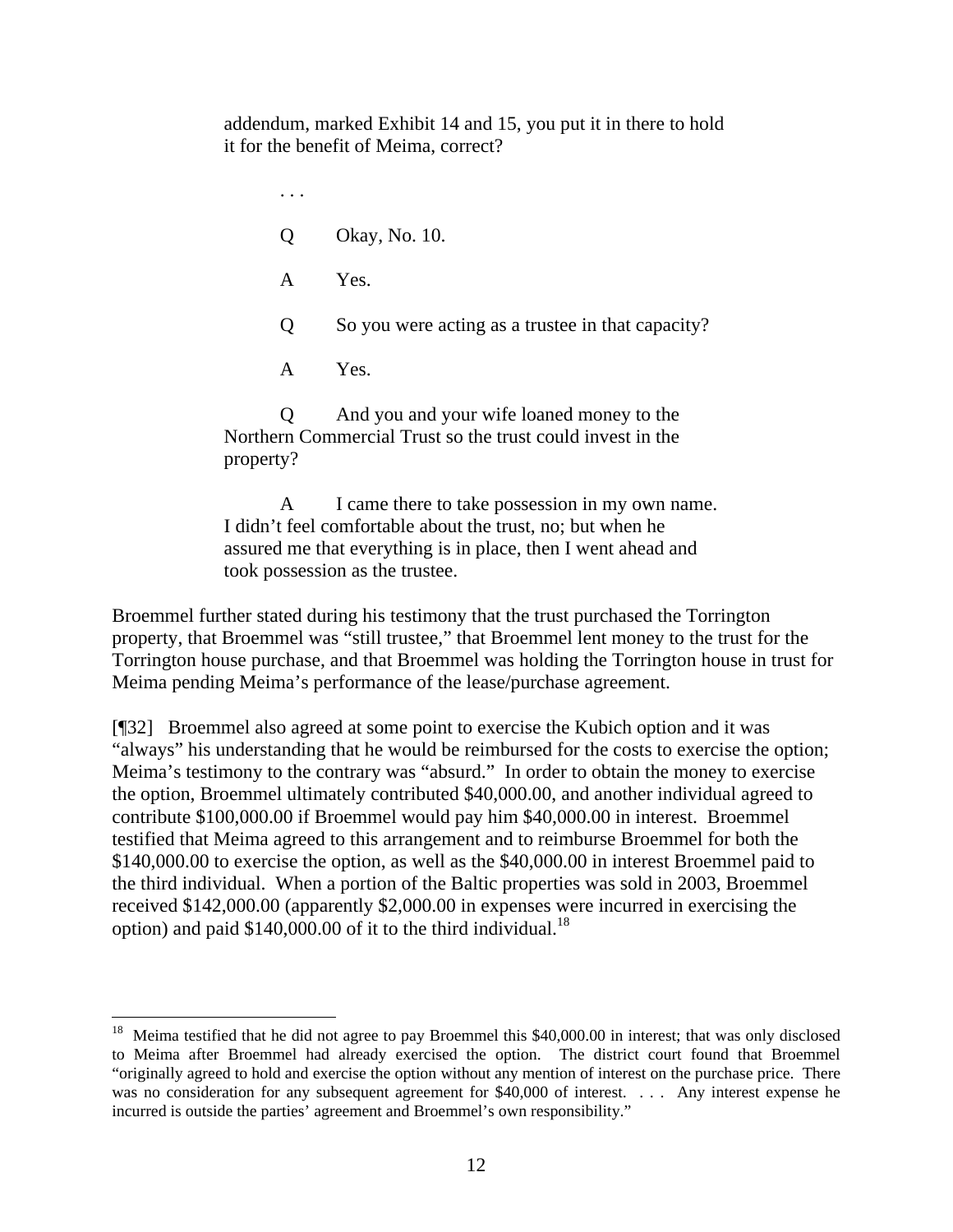> addendum, marked Exhibit 14 and 15, you put it in there to hold it for the benefit of Meima, correct?
>
> . . .
>
> Q Okay, No. 10.
>
> A Yes.
>
> Q So you were acting as a trustee in that capacity?
>
> A Yes.
>
> Q And you and your wife loaned money to the Northern Commercial Trust so the trust could invest in the property?
>
> A I came there to take possession in my own name. I didn't feel comfortable about the trust, no; but when he assured me that everything is in place, then I went ahead and took possession as the trustee.

Broemmel further stated during his testimony that the trust purchased the Torrington property, that Broemmel was "still trustee," that Broemmel lent money to the trust for the Torrington house purchase, and that Broemmel was holding the Torrington house in trust for Meima pending Meima's performance of the lease/purchase agreement.

[¶32] Broemmel also agreed at some point to exercise the Kubich option and it was "always" his understanding that he would be reimbursed for the costs to exercise the option; Meima's testimony to the contrary was "absurd." In order to obtain the money to exercise the option, Broemmel ultimately contributed $40,000.00, and another individual agreed to contribute $100,000.00 if Broemmel would pay him $40,000.00 in interest. Broemmel testified that Meima agreed to this arrangement and to reimburse Broemmel for both the $140,000.00 to exercise the option, as well as the $40,000.00 in interest Broemmel paid to the third individual. When a portion of the Baltic properties was sold in 2003, Broemmel received $142,000.00 (apparently $2,000.00 in expenses were incurred in exercising the option) and paid $140,000.00 of it to the third individual.[18]

---

[18] Meima testified that he did not agree to pay Broemmel this $40,000.00 in interest; that was only disclosed to Meima after Broemmel had already exercised the option. The district court found that Broemmel "originally agreed to hold and exercise the option without any mention of interest on the purchase price. There was no consideration for any subsequent agreement for $40,000 of interest. . . . Any interest expense he incurred is outside the parties' agreement and Broemmel's own responsibility."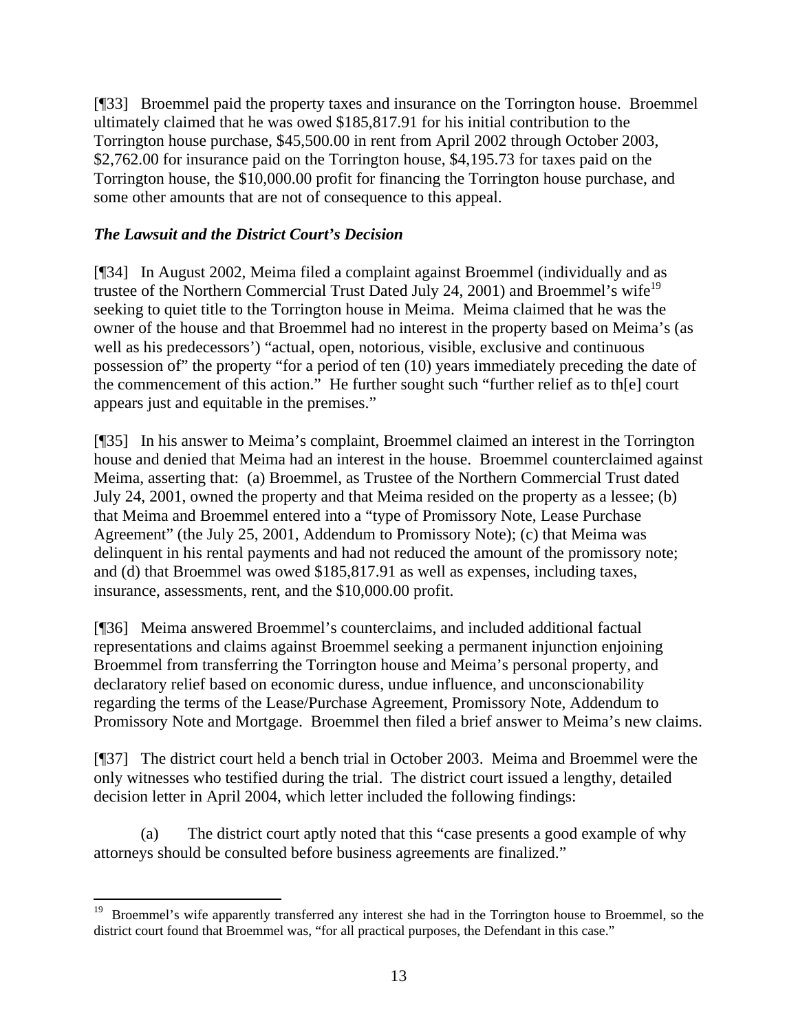[¶33] Broemmel paid the property taxes and insurance on the Torrington house. Broemmel ultimately claimed that he was owed $185,817.91 for his initial contribution to the Torrington house purchase, $45,500.00 in rent from April 2002 through October 2003, $2,762.00 for insurance paid on the Torrington house, $4,195.73 for taxes paid on the Torrington house, the $10,000.00 profit for financing the Torrington house purchase, and some other amounts that are not of consequence to this appeal.

### *The Lawsuit and the District Court's Decision*

[¶34] In August 2002, Meima filed a complaint against Broemmel (individually and as trustee of the Northern Commercial Trust Dated July 24, 2001) and Broemmel's wife[19] seeking to quiet title to the Torrington house in Meima. Meima claimed that he was the owner of the house and that Broemmel had no interest in the property based on Meima's (as well as his predecessors') "actual, open, notorious, visible, exclusive and continuous possession of" the property "for a period of ten (10) years immediately preceding the date of the commencement of this action." He further sought such "further relief as to th[e] court appears just and equitable in the premises."

[¶35] In his answer to Meima's complaint, Broemmel claimed an interest in the Torrington house and denied that Meima had an interest in the house. Broemmel counterclaimed against Meima, asserting that: (a) Broemmel, as Trustee of the Northern Commercial Trust dated July 24, 2001, owned the property and that Meima resided on the property as a lessee; (b) that Meima and Broemmel entered into a "type of Promissory Note, Lease Purchase Agreement" (the July 25, 2001, Addendum to Promissory Note); (c) that Meima was delinquent in his rental payments and had not reduced the amount of the promissory note; and (d) that Broemmel was owed $185,817.91 as well as expenses, including taxes, insurance, assessments, rent, and the $10,000.00 profit.

[¶36] Meima answered Broemmel's counterclaims, and included additional factual representations and claims against Broemmel seeking a permanent injunction enjoining Broemmel from transferring the Torrington house and Meima's personal property, and declaratory relief based on economic duress, undue influence, and unconscionability regarding the terms of the Lease/Purchase Agreement, Promissory Note, Addendum to Promissory Note and Mortgage. Broemmel then filed a brief answer to Meima's new claims.

[¶37] The district court held a bench trial in October 2003. Meima and Broemmel were the only witnesses who testified during the trial. The district court issued a lengthy, detailed decision letter in April 2004, which letter included the following findings:

(a) The district court aptly noted that this "case presents a good example of why attorneys should be consulted before business agreements are finalized."

---

[19] Broemmel's wife apparently transferred any interest she had in the Torrington house to Broemmel, so the district court found that Broemmel was, "for all practical purposes, the Defendant in this case."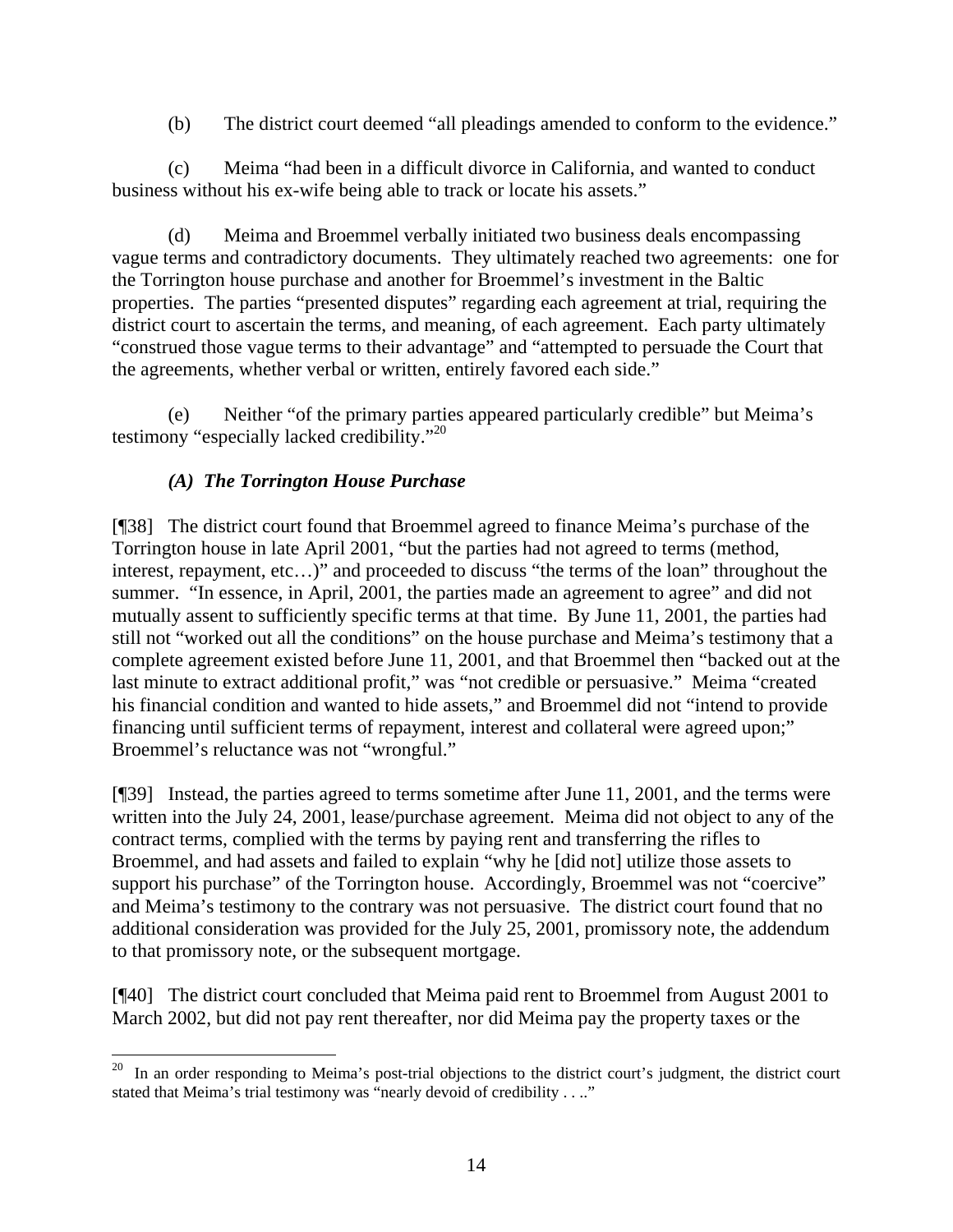(b) The district court deemed "all pleadings amended to conform to the evidence."

(c) Meima "had been in a difficult divorce in California, and wanted to conduct business without his ex-wife being able to track or locate his assets."

(d) Meima and Broemmel verbally initiated two business deals encompassing vague terms and contradictory documents. They ultimately reached two agreements: one for the Torrington house purchase and another for Broemmel's investment in the Baltic properties. The parties "presented disputes" regarding each agreement at trial, requiring the district court to ascertain the terms, and meaning, of each agreement. Each party ultimately "construed those vague terms to their advantage" and "attempted to persuade the Court that the agreements, whether verbal or written, entirely favored each side."

(e) Neither "of the primary parties appeared particularly credible" but Meima's testimony "especially lacked credibility."[20]

### *(A) The Torrington House Purchase*

[¶38] The district court found that Broemmel agreed to finance Meima's purchase of the Torrington house in late April 2001, "but the parties had not agreed to terms (method, interest, repayment, etc…)" and proceeded to discuss "the terms of the loan" throughout the summer. "In essence, in April, 2001, the parties made an agreement to agree" and did not mutually assent to sufficiently specific terms at that time. By June 11, 2001, the parties had still not "worked out all the conditions" on the house purchase and Meima's testimony that a complete agreement existed before June 11, 2001, and that Broemmel then "backed out at the last minute to extract additional profit," was "not credible or persuasive." Meima "created his financial condition and wanted to hide assets," and Broemmel did not "intend to provide financing until sufficient terms of repayment, interest and collateral were agreed upon;" Broemmel's reluctance was not "wrongful."

[¶39] Instead, the parties agreed to terms sometime after June 11, 2001, and the terms were written into the July 24, 2001, lease/purchase agreement. Meima did not object to any of the contract terms, complied with the terms by paying rent and transferring the rifles to Broemmel, and had assets and failed to explain "why he [did not] utilize those assets to support his purchase" of the Torrington house. Accordingly, Broemmel was not "coercive" and Meima's testimony to the contrary was not persuasive. The district court found that no additional consideration was provided for the July 25, 2001, promissory note, the addendum to that promissory note, or the subsequent mortgage.

[¶40] The district court concluded that Meima paid rent to Broemmel from August 2001 to March 2002, but did not pay rent thereafter, nor did Meima pay the property taxes or the

---

[20] In an order responding to Meima's post-trial objections to the district court's judgment, the district court stated that Meima's trial testimony was "nearly devoid of credibility . . .."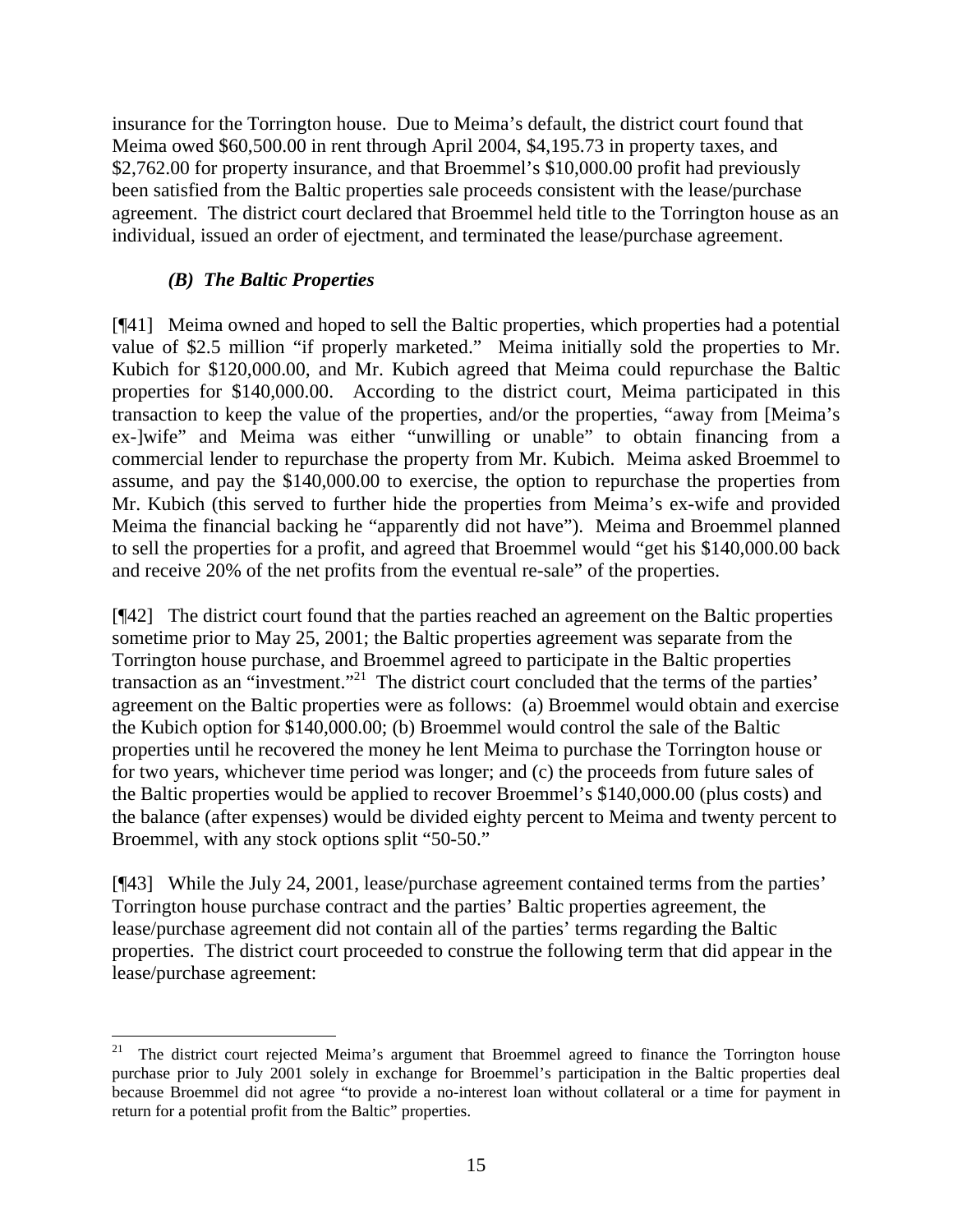insurance for the Torrington house. Due to Meima's default, the district court found that Meima owed $60,500.00 in rent through April 2004, $4,195.73 in property taxes, and $2,762.00 for property insurance, and that Broemmel's $10,000.00 profit had previously been satisfied from the Baltic properties sale proceeds consistent with the lease/purchase agreement. The district court declared that Broemmel held title to the Torrington house as an individual, issued an order of ejectment, and terminated the lease/purchase agreement.

### *(B) The Baltic Properties*

[¶41] Meima owned and hoped to sell the Baltic properties, which properties had a potential value of $2.5 million "if properly marketed." Meima initially sold the properties to Mr. Kubich for $120,000.00, and Mr. Kubich agreed that Meima could repurchase the Baltic properties for $140,000.00. According to the district court, Meima participated in this transaction to keep the value of the properties, and/or the properties, "away from [Meima's ex-]wife" and Meima was either "unwilling or unable" to obtain financing from a commercial lender to repurchase the property from Mr. Kubich. Meima asked Broemmel to assume, and pay the $140,000.00 to exercise, the option to repurchase the properties from Mr. Kubich (this served to further hide the properties from Meima's ex-wife and provided Meima the financial backing he "apparently did not have"). Meima and Broemmel planned to sell the properties for a profit, and agreed that Broemmel would "get his $140,000.00 back and receive 20% of the net profits from the eventual re-sale" of the properties.

[¶42] The district court found that the parties reached an agreement on the Baltic properties sometime prior to May 25, 2001; the Baltic properties agreement was separate from the Torrington house purchase, and Broemmel agreed to participate in the Baltic properties transaction as an "investment."[21] The district court concluded that the terms of the parties' agreement on the Baltic properties were as follows: (a) Broemmel would obtain and exercise the Kubich option for $140,000.00; (b) Broemmel would control the sale of the Baltic properties until he recovered the money he lent Meima to purchase the Torrington house or for two years, whichever time period was longer; and (c) the proceeds from future sales of the Baltic properties would be applied to recover Broemmel's $140,000.00 (plus costs) and the balance (after expenses) would be divided eighty percent to Meima and twenty percent to Broemmel, with any stock options split "50-50."

[¶43] While the July 24, 2001, lease/purchase agreement contained terms from the parties' Torrington house purchase contract and the parties' Baltic properties agreement, the lease/purchase agreement did not contain all of the parties' terms regarding the Baltic properties. The district court proceeded to construe the following term that did appear in the lease/purchase agreement:

---

[21] The district court rejected Meima's argument that Broemmel agreed to finance the Torrington house purchase prior to July 2001 solely in exchange for Broemmel's participation in the Baltic properties deal because Broemmel did not agree "to provide a no-interest loan without collateral or a time for payment in return for a potential profit from the Baltic" properties.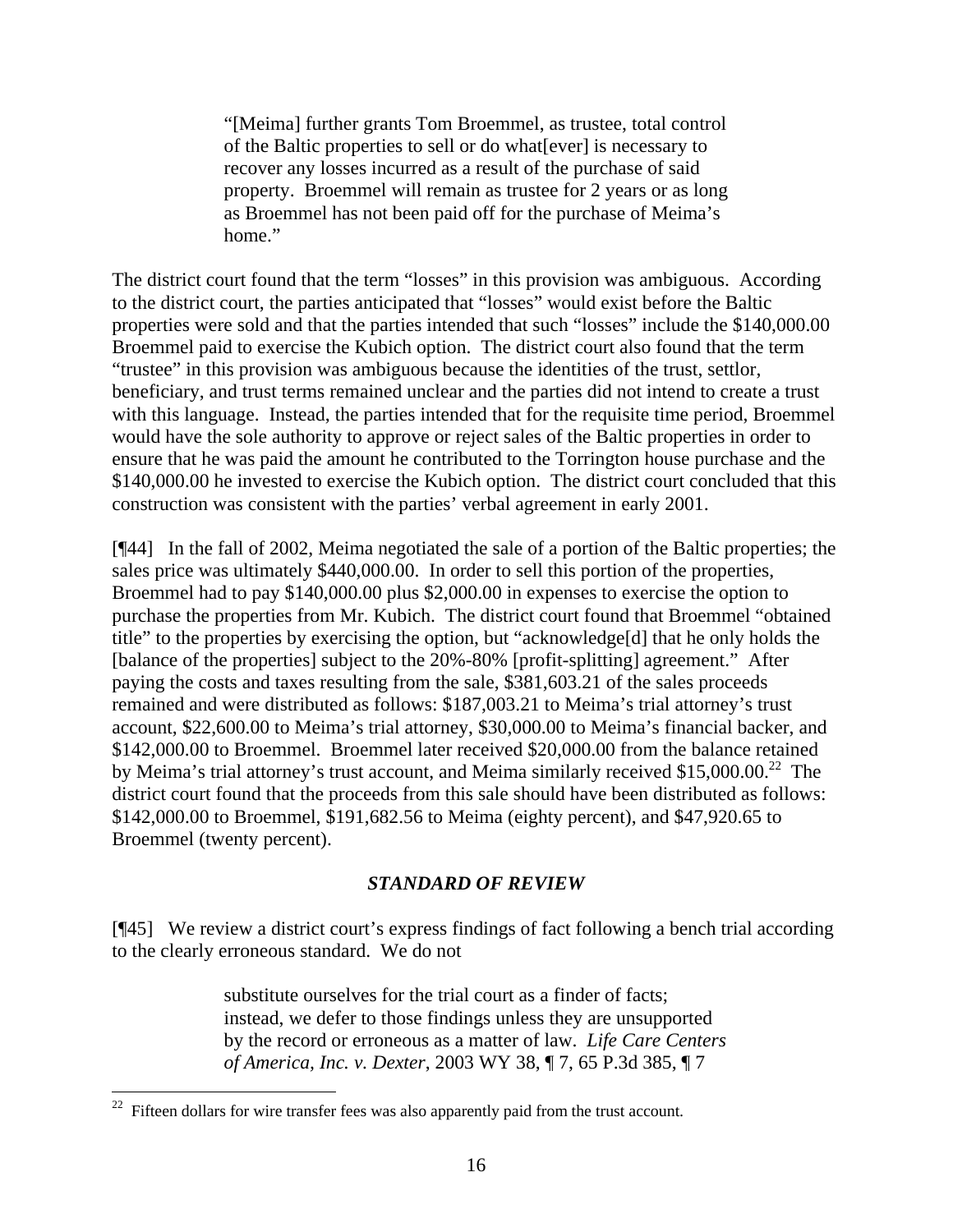> "[Meima] further grants Tom Broemmel, as trustee, total control of the Baltic properties to sell or do what[ever] is necessary to recover any losses incurred as a result of the purchase of said property. Broemmel will remain as trustee for 2 years or as long as Broemmel has not been paid off for the purchase of Meima's home."

The district court found that the term "losses" in this provision was ambiguous. According to the district court, the parties anticipated that "losses" would exist before the Baltic properties were sold and that the parties intended that such "losses" include the $140,000.00 Broemmel paid to exercise the Kubich option. The district court also found that the term "trustee" in this provision was ambiguous because the identities of the trust, settlor, beneficiary, and trust terms remained unclear and the parties did not intend to create a trust with this language. Instead, the parties intended that for the requisite time period, Broemmel would have the sole authority to approve or reject sales of the Baltic properties in order to ensure that he was paid the amount he contributed to the Torrington house purchase and the $140,000.00 he invested to exercise the Kubich option. The district court concluded that this construction was consistent with the parties' verbal agreement in early 2001.

[¶44] In the fall of 2002, Meima negotiated the sale of a portion of the Baltic properties; the sales price was ultimately $440,000.00. In order to sell this portion of the properties, Broemmel had to pay $140,000.00 plus $2,000.00 in expenses to exercise the option to purchase the properties from Mr. Kubich. The district court found that Broemmel "obtained title" to the properties by exercising the option, but "acknowledge[d] that he only holds the [balance of the properties] subject to the 20%-80% [profit-splitting] agreement." After paying the costs and taxes resulting from the sale, $381,603.21 of the sales proceeds remained and were distributed as follows: $187,003.21 to Meima's trial attorney's trust account, $22,600.00 to Meima's trial attorney, $30,000.00 to Meima's financial backer, and $142,000.00 to Broemmel. Broemmel later received $20,000.00 from the balance retained by Meima's trial attorney's trust account, and Meima similarly received $15,000.00.[22] The district court found that the proceeds from this sale should have been distributed as follows: $142,000.00 to Broemmel, $191,682.56 to Meima (eighty percent), and $47,920.65 to Broemmel (twenty percent).

## *STANDARD OF REVIEW*

[¶45] We review a district court's express findings of fact following a bench trial according to the clearly erroneous standard. We do not

> substitute ourselves for the trial court as a finder of facts; instead, we defer to those findings unless they are unsupported by the record or erroneous as a matter of law. *Life Care Centers of America, Inc. v. Dexter*, 2003 WY 38, ¶ 7, 65 P.3d 385, ¶ 7

---

[22] Fifteen dollars for wire transfer fees was also apparently paid from the trust account.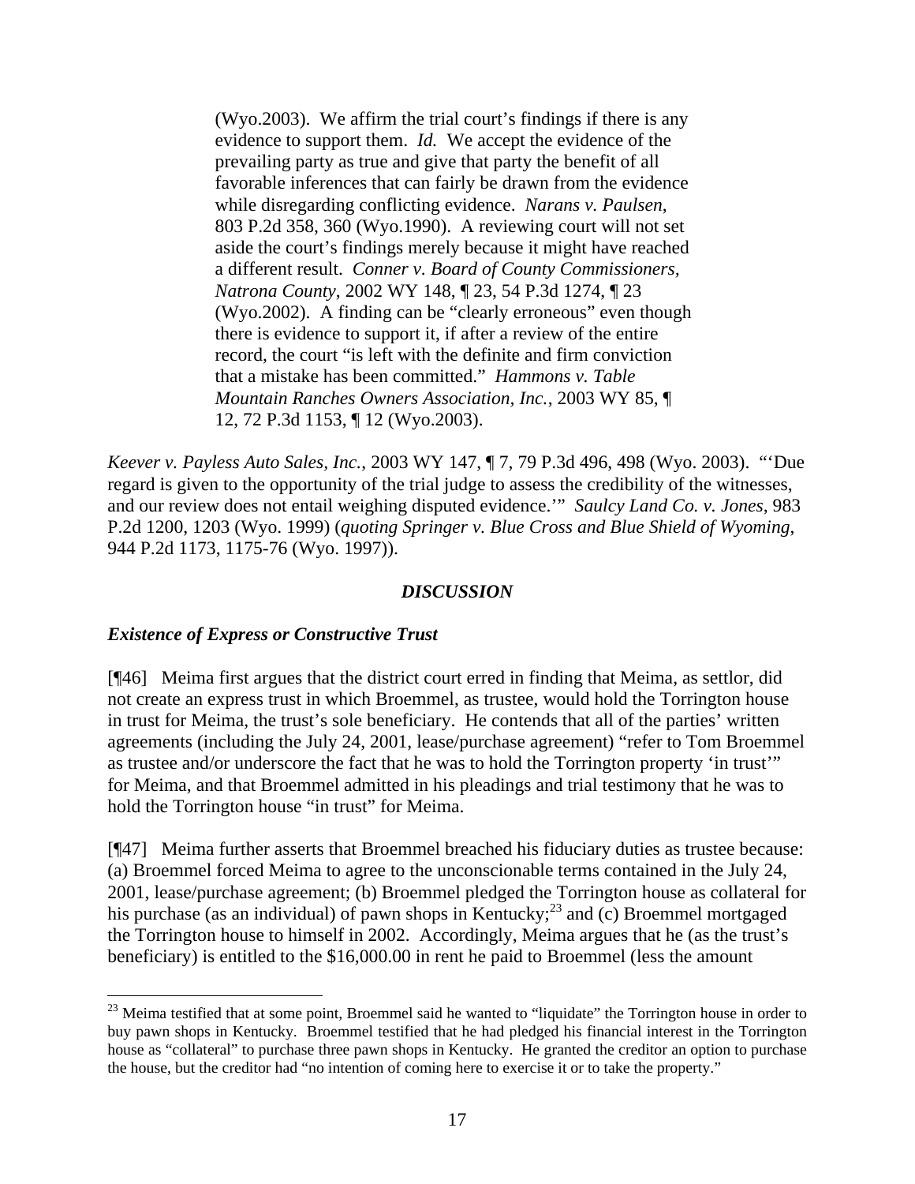> (Wyo.2003). We affirm the trial court's findings if there is any evidence to support them. *Id.* We accept the evidence of the prevailing party as true and give that party the benefit of all favorable inferences that can fairly be drawn from the evidence while disregarding conflicting evidence. *Narans v. Paulsen*, 803 P.2d 358, 360 (Wyo.1990). A reviewing court will not set aside the court's findings merely because it might have reached a different result. *Conner v. Board of County Commissioners, Natrona County*, 2002 WY 148, ¶ 23, 54 P.3d 1274, ¶ 23 (Wyo.2002). A finding can be "clearly erroneous" even though there is evidence to support it, if after a review of the entire record, the court "is left with the definite and firm conviction that a mistake has been committed." *Hammons v. Table Mountain Ranches Owners Association, Inc.*, 2003 WY 85, ¶ 12, 72 P.3d 1153, ¶ 12 (Wyo.2003).

*Keever v. Payless Auto Sales, Inc.*, 2003 WY 147, ¶ 7, 79 P.3d 496, 498 (Wyo. 2003). "'Due regard is given to the opportunity of the trial judge to assess the credibility of the witnesses, and our review does not entail weighing disputed evidence.'" *Saulcy Land Co. v. Jones*, 983 P.2d 1200, 1203 (Wyo. 1999) (*quoting Springer v. Blue Cross and Blue Shield of Wyoming*, 944 P.2d 1173, 1175-76 (Wyo. 1997)).

## *DISCUSSION*

### *Existence of Express or Constructive Trust*

[¶46] Meima first argues that the district court erred in finding that Meima, as settlor, did not create an express trust in which Broemmel, as trustee, would hold the Torrington house in trust for Meima, the trust's sole beneficiary. He contends that all of the parties' written agreements (including the July 24, 2001, lease/purchase agreement) "refer to Tom Broemmel as trustee and/or underscore the fact that he was to hold the Torrington property 'in trust'" for Meima, and that Broemmel admitted in his pleadings and trial testimony that he was to hold the Torrington house "in trust" for Meima.

[¶47] Meima further asserts that Broemmel breached his fiduciary duties as trustee because: (a) Broemmel forced Meima to agree to the unconscionable terms contained in the July 24, 2001, lease/purchase agreement; (b) Broemmel pledged the Torrington house as collateral for his purchase (as an individual) of pawn shops in Kentucky;[23] and (c) Broemmel mortgaged the Torrington house to himself in 2002. Accordingly, Meima argues that he (as the trust's beneficiary) is entitled to the $16,000.00 in rent he paid to Broemmel (less the amount

---

[23] Meima testified that at some point, Broemmel said he wanted to "liquidate" the Torrington house in order to buy pawn shops in Kentucky. Broemmel testified that he had pledged his financial interest in the Torrington house as "collateral" to purchase three pawn shops in Kentucky. He granted the creditor an option to purchase the house, but the creditor had "no intention of coming here to exercise it or to take the property."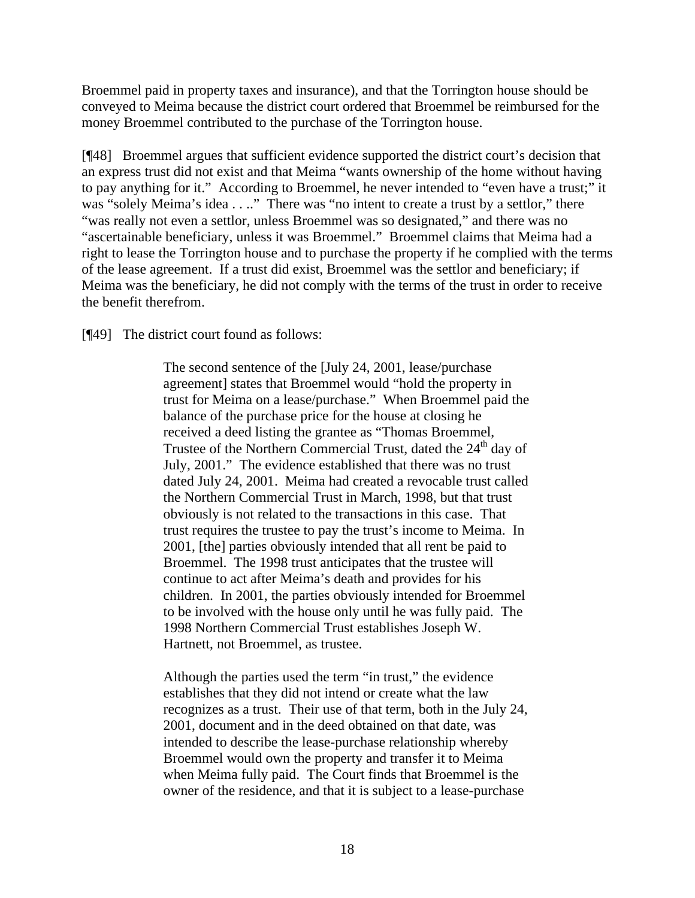Broemmel paid in property taxes and insurance), and that the Torrington house should be conveyed to Meima because the district court ordered that Broemmel be reimbursed for the money Broemmel contributed to the purchase of the Torrington house.

[¶48] Broemmel argues that sufficient evidence supported the district court's decision that an express trust did not exist and that Meima "wants ownership of the home without having to pay anything for it." According to Broemmel, he never intended to "even have a trust;" it was "solely Meima's idea . . .." There was "no intent to create a trust by a settlor," there "was really not even a settlor, unless Broemmel was so designated," and there was no "ascertainable beneficiary, unless it was Broemmel." Broemmel claims that Meima had a right to lease the Torrington house and to purchase the property if he complied with the terms of the lease agreement. If a trust did exist, Broemmel was the settlor and beneficiary; if Meima was the beneficiary, he did not comply with the terms of the trust in order to receive the benefit therefrom.

[¶49] The district court found as follows:

> The second sentence of the [July 24, 2001, lease/purchase agreement] states that Broemmel would "hold the property in trust for Meima on a lease/purchase." When Broemmel paid the balance of the purchase price for the house at closing he received a deed listing the grantee as "Thomas Broemmel, Trustee of the Northern Commercial Trust, dated the 24th day of July, 2001." The evidence established that there was no trust dated July 24, 2001. Meima had created a revocable trust called the Northern Commercial Trust in March, 1998, but that trust obviously is not related to the transactions in this case. That trust requires the trustee to pay the trust's income to Meima. In 2001, [the] parties obviously intended that all rent be paid to Broemmel. The 1998 trust anticipates that the trustee will continue to act after Meima's death and provides for his children. In 2001, the parties obviously intended for Broemmel to be involved with the house only until he was fully paid. The 1998 Northern Commercial Trust establishes Joseph W. Hartnett, not Broemmel, as trustee.
>
> Although the parties used the term "in trust," the evidence establishes that they did not intend or create what the law recognizes as a trust. Their use of that term, both in the July 24, 2001, document and in the deed obtained on that date, was intended to describe the lease-purchase relationship whereby Broemmel would own the property and transfer it to Meima when Meima fully paid. The Court finds that Broemmel is the owner of the residence, and that it is subject to a lease-purchase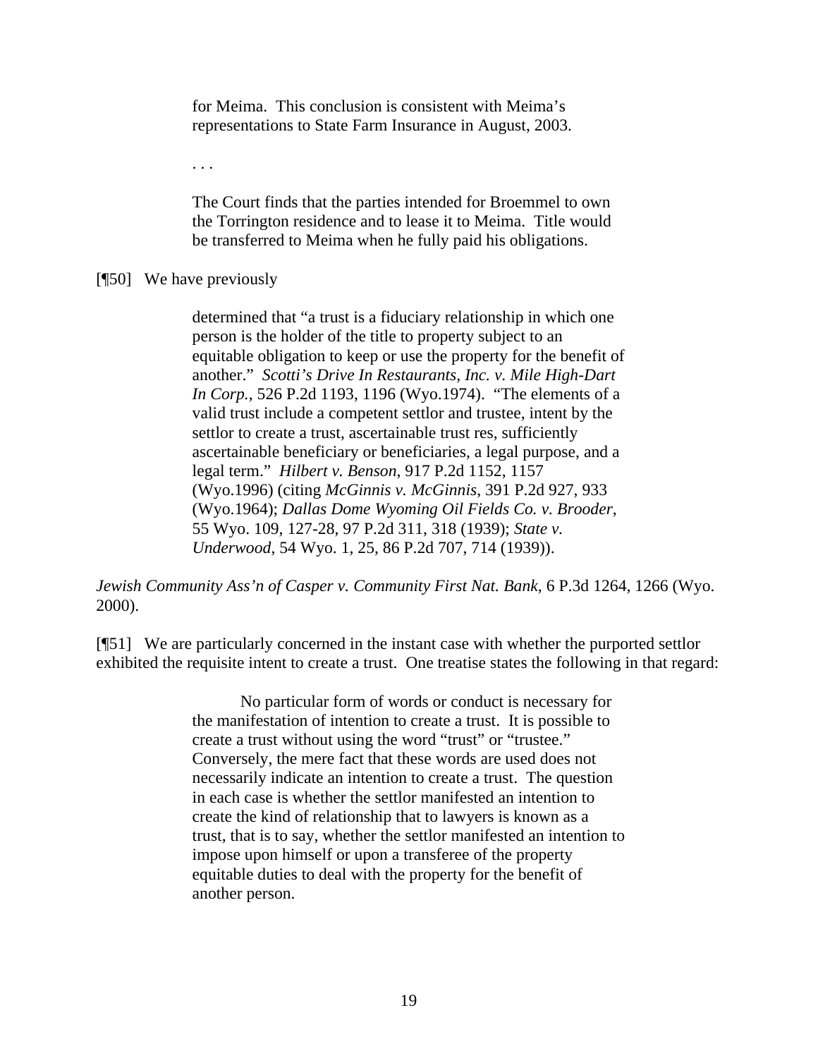> for Meima. This conclusion is consistent with Meima's representations to State Farm Insurance in August, 2003.
>
> . . .
>
> The Court finds that the parties intended for Broemmel to own the Torrington residence and to lease it to Meima. Title would be transferred to Meima when he fully paid his obligations.

[¶50] We have previously

> determined that "a trust is a fiduciary relationship in which one person is the holder of the title to property subject to an equitable obligation to keep or use the property for the benefit of another." *Scotti's Drive In Restaurants, Inc. v. Mile High-Dart In Corp.*, 526 P.2d 1193, 1196 (Wyo.1974). "The elements of a valid trust include a competent settlor and trustee, intent by the settlor to create a trust, ascertainable trust res, sufficiently ascertainable beneficiary or beneficiaries, a legal purpose, and a legal term." *Hilbert v. Benson*, 917 P.2d 1152, 1157 (Wyo.1996) (citing *McGinnis v. McGinnis*, 391 P.2d 927, 933 (Wyo.1964); *Dallas Dome Wyoming Oil Fields Co. v. Brooder*, 55 Wyo. 109, 127-28, 97 P.2d 311, 318 (1939); *State v. Underwood*, 54 Wyo. 1, 25, 86 P.2d 707, 714 (1939)).

*Jewish Community Ass'n of Casper v. Community First Nat. Bank*, 6 P.3d 1264, 1266 (Wyo. 2000).

[¶51] We are particularly concerned in the instant case with whether the purported settlor exhibited the requisite intent to create a trust. One treatise states the following in that regard:

> No particular form of words or conduct is necessary for the manifestation of intention to create a trust. It is possible to create a trust without using the word "trust" or "trustee." Conversely, the mere fact that these words are used does not necessarily indicate an intention to create a trust. The question in each case is whether the settlor manifested an intention to create the kind of relationship that to lawyers is known as a trust, that is to say, whether the settlor manifested an intention to impose upon himself or upon a transferee of the property equitable duties to deal with the property for the benefit of another person.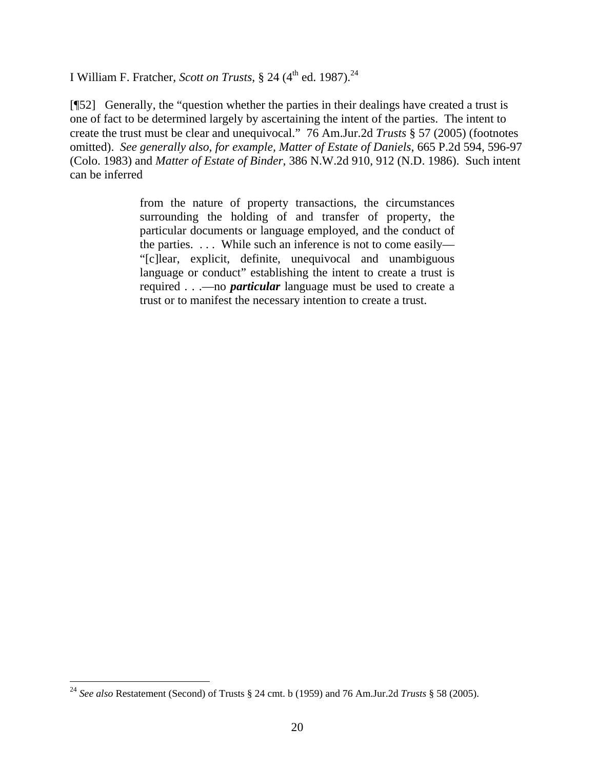I William F. Fratcher, *Scott on Trusts*, § 24 (4th ed. 1987).[24]

[¶52] Generally, the "question whether the parties in their dealings have created a trust is one of fact to be determined largely by ascertaining the intent of the parties. The intent to create the trust must be clear and unequivocal." 76 Am.Jur.2d *Trusts* § 57 (2005) (footnotes omitted). *See generally also, for example, Matter of Estate of Daniels*, 665 P.2d 594, 596-97 (Colo. 1983) and *Matter of Estate of Binder*, 386 N.W.2d 910, 912 (N.D. 1986). Such intent can be inferred

> from the nature of property transactions, the circumstances surrounding the holding of and transfer of property, the particular documents or language employed, and the conduct of the parties. . . . While such an inference is not to come easily—"[c]lear, explicit, definite, unequivocal and unambiguous language or conduct" establishing the intent to create a trust is required . . .—no ***particular*** language must be used to create a trust or to manifest the necessary intention to create a trust.

---

[24] *See also* Restatement (Second) of Trusts § 24 cmt. b (1959) and 76 Am.Jur.2d *Trusts* § 58 (2005).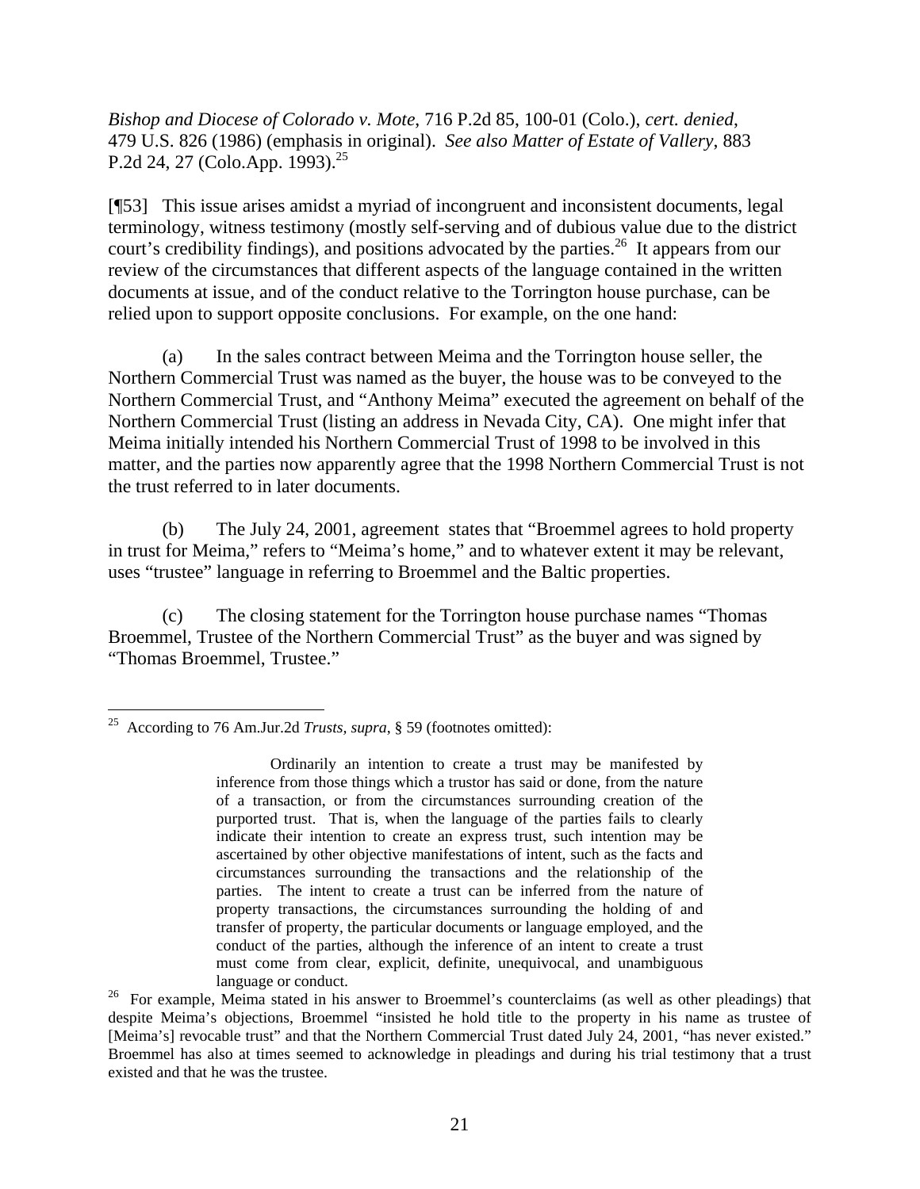*Bishop and Diocese of Colorado v. Mote*, 716 P.2d 85, 100-01 (Colo.), *cert. denied*, 479 U.S. 826 (1986) (emphasis in original). *See also Matter of Estate of Vallery*, 883 P.2d 24, 27 (Colo.App. 1993).[25]

[¶53] This issue arises amidst a myriad of incongruent and inconsistent documents, legal terminology, witness testimony (mostly self-serving and of dubious value due to the district court's credibility findings), and positions advocated by the parties.[26] It appears from our review of the circumstances that different aspects of the language contained in the written documents at issue, and of the conduct relative to the Torrington house purchase, can be relied upon to support opposite conclusions. For example, on the one hand:

(a) In the sales contract between Meima and the Torrington house seller, the Northern Commercial Trust was named as the buyer, the house was to be conveyed to the Northern Commercial Trust, and "Anthony Meima" executed the agreement on behalf of the Northern Commercial Trust (listing an address in Nevada City, CA). One might infer that Meima initially intended his Northern Commercial Trust of 1998 to be involved in this matter, and the parties now apparently agree that the 1998 Northern Commercial Trust is not the trust referred to in later documents.

(b) The July 24, 2001, agreement states that "Broemmel agrees to hold property in trust for Meima," refers to "Meima's home," and to whatever extent it may be relevant, uses "trustee" language in referring to Broemmel and the Baltic properties.

(c) The closing statement for the Torrington house purchase names "Thomas Broemmel, Trustee of the Northern Commercial Trust" as the buyer and was signed by "Thomas Broemmel, Trustee."

---

[25] According to 76 Am.Jur.2d *Trusts*, *supra*, § 59 (footnotes omitted):

> Ordinarily an intention to create a trust may be manifested by inference from those things which a trustor has said or done, from the nature of a transaction, or from the circumstances surrounding creation of the purported trust. That is, when the language of the parties fails to clearly indicate their intention to create an express trust, such intention may be ascertained by other objective manifestations of intent, such as the facts and circumstances surrounding the transactions and the relationship of the parties. The intent to create a trust can be inferred from the nature of property transactions, the circumstances surrounding the holding of and transfer of property, the particular documents or language employed, and the conduct of the parties, although the inference of an intent to create a trust must come from clear, explicit, definite, unequivocal, and unambiguous language or conduct.

[26] For example, Meima stated in his answer to Broemmel's counterclaims (as well as other pleadings) that despite Meima's objections, Broemmel "insisted he hold title to the property in his name as trustee of [Meima's] revocable trust" and that the Northern Commercial Trust dated July 24, 2001, "has never existed." Broemmel has also at times seemed to acknowledge in pleadings and during his trial testimony that a trust existed and that he was the trustee.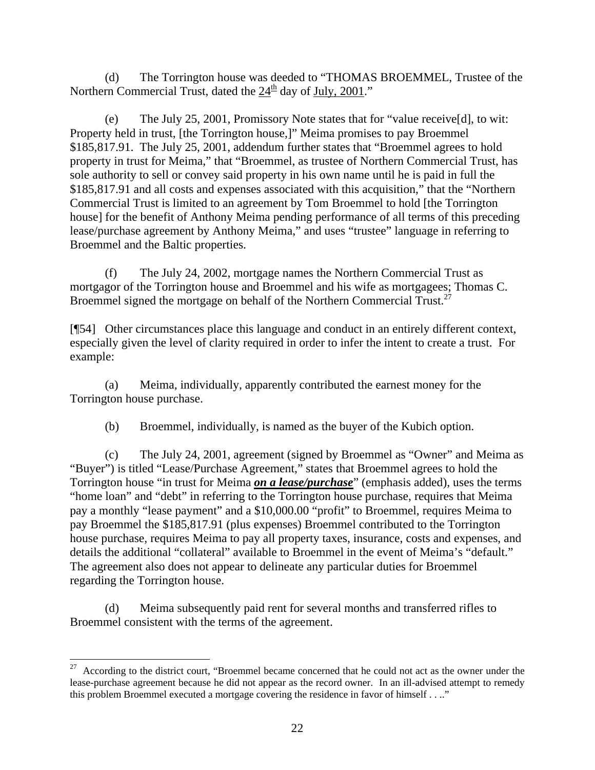(d) The Torrington house was deeded to "THOMAS BROEMMEL, Trustee of the Northern Commercial Trust, dated the 24th day of July, 2001."

(e) The July 25, 2001, Promissory Note states that for "value receive[d], to wit: Property held in trust, [the Torrington house,]" Meima promises to pay Broemmel $185,817.91. The July 25, 2001, addendum further states that "Broemmel agrees to hold property in trust for Meima," that "Broemmel, as trustee of Northern Commercial Trust, has sole authority to sell or convey said property in his own name until he is paid in full the $185,817.91 and all costs and expenses associated with this acquisition," that the "Northern Commercial Trust is limited to an agreement by Tom Broemmel to hold [the Torrington house] for the benefit of Anthony Meima pending performance of all terms of this preceding lease/purchase agreement by Anthony Meima," and uses "trustee" language in referring to Broemmel and the Baltic properties.

(f) The July 24, 2002, mortgage names the Northern Commercial Trust as mortgagor of the Torrington house and Broemmel and his wife as mortgagees; Thomas C. Broemmel signed the mortgage on behalf of the Northern Commercial Trust.[27]

[¶54] Other circumstances place this language and conduct in an entirely different context, especially given the level of clarity required in order to infer the intent to create a trust. For example:

(a) Meima, individually, apparently contributed the earnest money for the Torrington house purchase.

(b) Broemmel, individually, is named as the buyer of the Kubich option.

(c) The July 24, 2001, agreement (signed by Broemmel as "Owner" and Meima as "Buyer") is titled "Lease/Purchase Agreement," states that Broemmel agrees to hold the Torrington house "in trust for Meima ***on a lease/purchase***" (emphasis added), uses the terms "home loan" and "debt" in referring to the Torrington house purchase, requires that Meima pay a monthly "lease payment" and a $10,000.00 "profit" to Broemmel, requires Meima to pay Broemmel the $185,817.91 (plus expenses) Broemmel contributed to the Torrington house purchase, requires Meima to pay all property taxes, insurance, costs and expenses, and details the additional "collateral" available to Broemmel in the event of Meima's "default." The agreement also does not appear to delineate any particular duties for Broemmel regarding the Torrington house.

(d) Meima subsequently paid rent for several months and transferred rifles to Broemmel consistent with the terms of the agreement.

---

[27] According to the district court, "Broemmel became concerned that he could not act as the owner under the lease-purchase agreement because he did not appear as the record owner. In an ill-advised attempt to remedy this problem Broemmel executed a mortgage covering the residence in favor of himself . . .."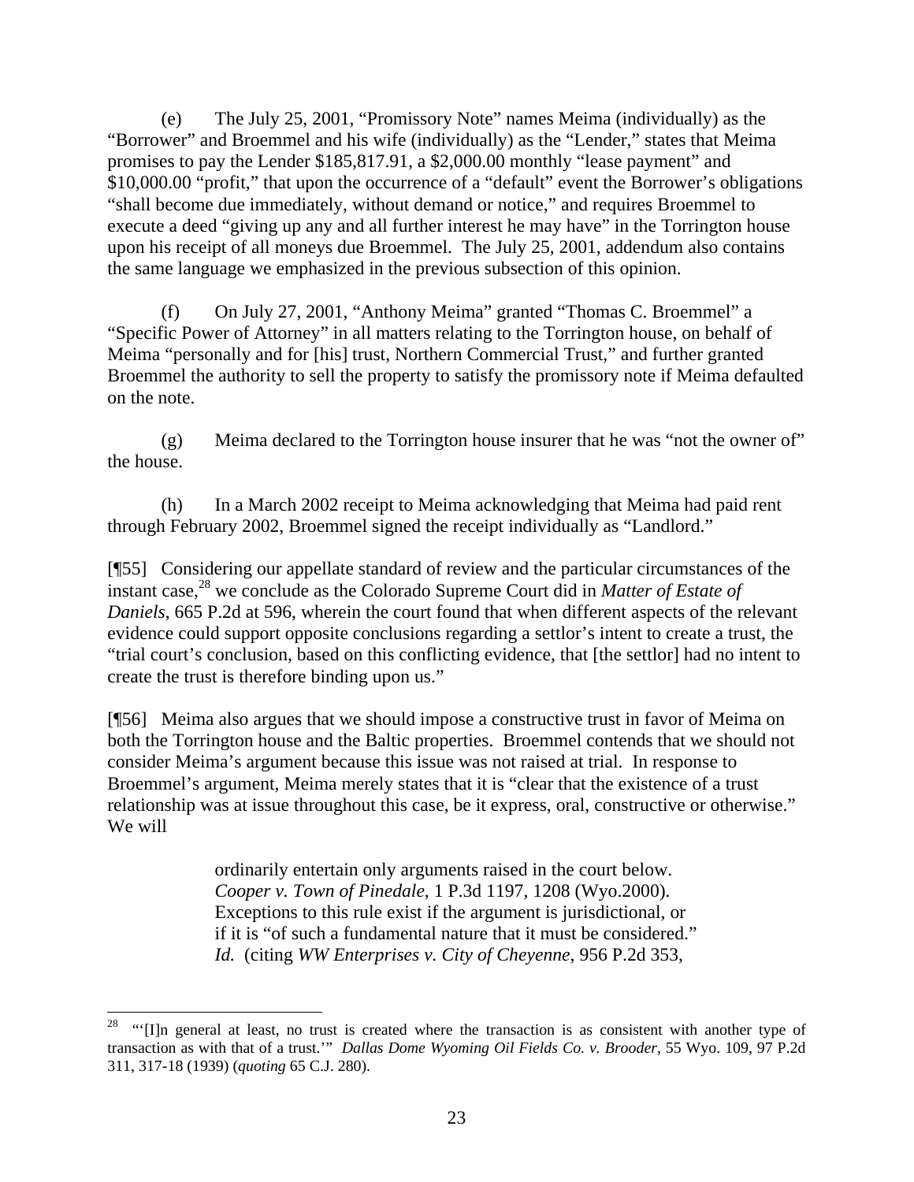(e) The July 25, 2001, "Promissory Note" names Meima (individually) as the "Borrower" and Broemmel and his wife (individually) as the "Lender," states that Meima promises to pay the Lender $185,817.91, a $2,000.00 monthly "lease payment" and $10,000.00 "profit," that upon the occurrence of a "default" event the Borrower's obligations "shall become due immediately, without demand or notice," and requires Broemmel to execute a deed "giving up any and all further interest he may have" in the Torrington house upon his receipt of all moneys due Broemmel. The July 25, 2001, addendum also contains the same language we emphasized in the previous subsection of this opinion.

(f) On July 27, 2001, "Anthony Meima" granted "Thomas C. Broemmel" a "Specific Power of Attorney" in all matters relating to the Torrington house, on behalf of Meima "personally and for [his] trust, Northern Commercial Trust," and further granted Broemmel the authority to sell the property to satisfy the promissory note if Meima defaulted on the note.

(g) Meima declared to the Torrington house insurer that he was "not the owner of" the house.

(h) In a March 2002 receipt to Meima acknowledging that Meima had paid rent through February 2002, Broemmel signed the receipt individually as "Landlord."

[¶55] Considering our appellate standard of review and the particular circumstances of the instant case,[28] we conclude as the Colorado Supreme Court did in *Matter of Estate of Daniels*, 665 P.2d at 596, wherein the court found that when different aspects of the relevant evidence could support opposite conclusions regarding a settlor's intent to create a trust, the "trial court's conclusion, based on this conflicting evidence, that [the settlor] had no intent to create the trust is therefore binding upon us."

[¶56] Meima also argues that we should impose a constructive trust in favor of Meima on both the Torrington house and the Baltic properties. Broemmel contends that we should not consider Meima's argument because this issue was not raised at trial. In response to Broemmel's argument, Meima merely states that it is "clear that the existence of a trust relationship was at issue throughout this case, be it express, oral, constructive or otherwise." We will

> ordinarily entertain only arguments raised in the court below. *Cooper v. Town of Pinedale*, 1 P.3d 1197, 1208 (Wyo.2000). Exceptions to this rule exist if the argument is jurisdictional, or if it is "of such a fundamental nature that it must be considered." *Id.* (citing *WW Enterprises v. City of Cheyenne*, 956 P.2d 353,

---

[28] "'[I]n general at least, no trust is created where the transaction is as consistent with another type of transaction as with that of a trust.'" *Dallas Dome Wyoming Oil Fields Co. v. Brooder*, 55 Wyo. 109, 97 P.2d 311, 317-18 (1939) (*quoting* 65 C.J. 280).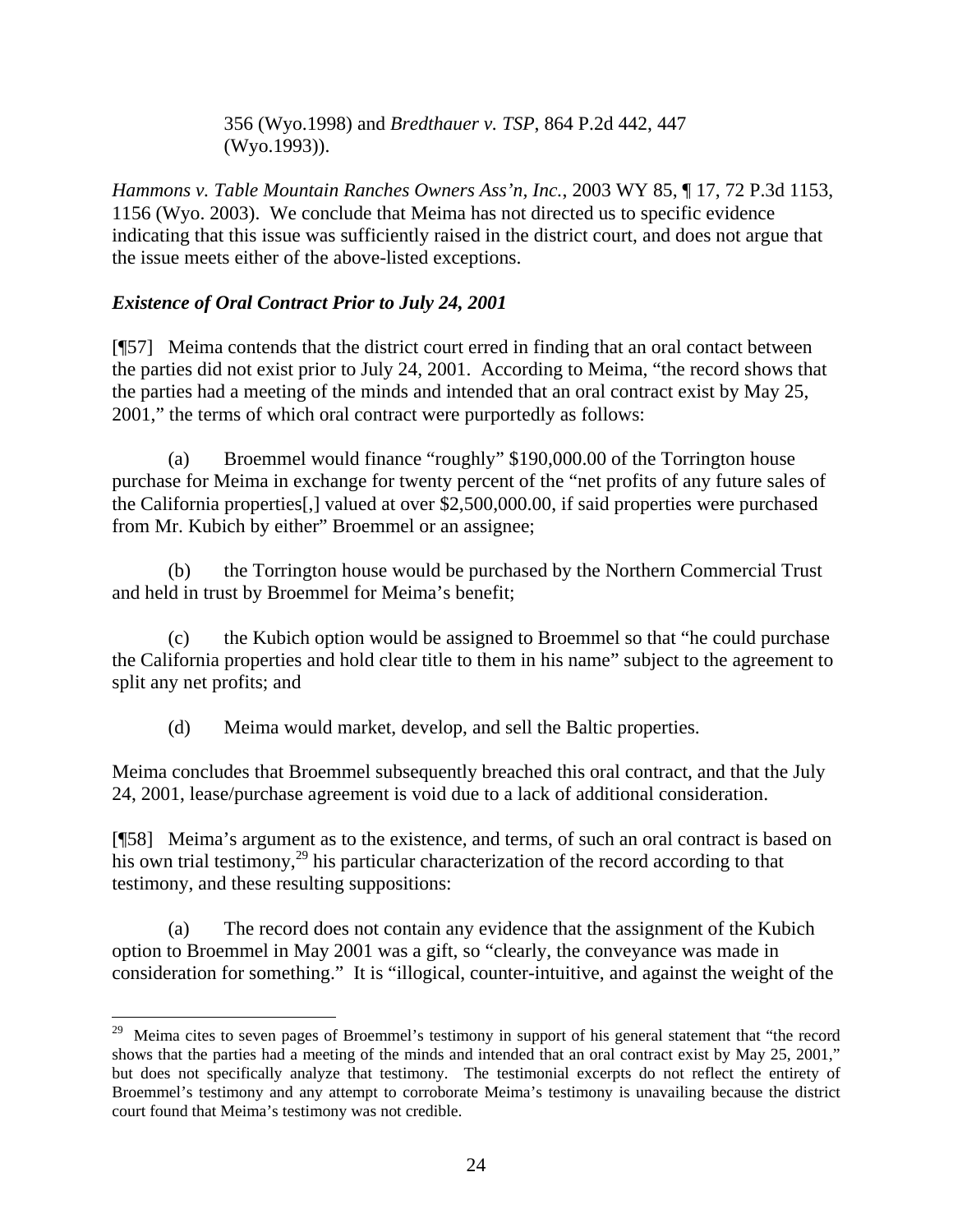> 356 (Wyo.1998) and *Bredthauer v. TSP*, 864 P.2d 442, 447 (Wyo.1993)).

*Hammons v. Table Mountain Ranches Owners Ass'n, Inc.*, 2003 WY 85, ¶ 17, 72 P.3d 1153, 1156 (Wyo. 2003). We conclude that Meima has not directed us to specific evidence indicating that this issue was sufficiently raised in the district court, and does not argue that the issue meets either of the above-listed exceptions.

***Existence of Oral Contract Prior to July 24, 2001***

[¶57] Meima contends that the district court erred in finding that an oral contact between the parties did not exist prior to July 24, 2001. According to Meima, "the record shows that the parties had a meeting of the minds and intended that an oral contract exist by May 25, 2001," the terms of which oral contract were purportedly as follows:

(a) Broemmel would finance "roughly" $190,000.00 of the Torrington house purchase for Meima in exchange for twenty percent of the "net profits of any future sales of the California properties[,] valued at over $2,500,000.00, if said properties were purchased from Mr. Kubich by either" Broemmel or an assignee;

(b) the Torrington house would be purchased by the Northern Commercial Trust and held in trust by Broemmel for Meima's benefit;

(c) the Kubich option would be assigned to Broemmel so that "he could purchase the California properties and hold clear title to them in his name" subject to the agreement to split any net profits; and

(d) Meima would market, develop, and sell the Baltic properties.

Meima concludes that Broemmel subsequently breached this oral contract, and that the July 24, 2001, lease/purchase agreement is void due to a lack of additional consideration.

[¶58] Meima's argument as to the existence, and terms, of such an oral contract is based on his own trial testimony,[29] his particular characterization of the record according to that testimony, and these resulting suppositions:

(a) The record does not contain any evidence that the assignment of the Kubich option to Broemmel in May 2001 was a gift, so "clearly, the conveyance was made in consideration for something." It is "illogical, counter-intuitive, and against the weight of the

---

[29] Meima cites to seven pages of Broemmel's testimony in support of his general statement that "the record shows that the parties had a meeting of the minds and intended that an oral contract exist by May 25, 2001," but does not specifically analyze that testimony. The testimonial excerpts do not reflect the entirety of Broemmel's testimony and any attempt to corroborate Meima's testimony is unavailing because the district court found that Meima's testimony was not credible.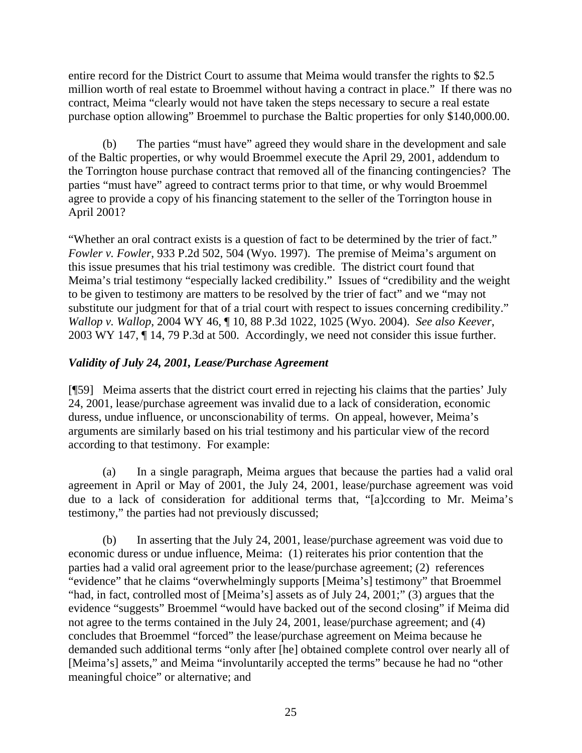entire record for the District Court to assume that Meima would transfer the rights to $2.5 million worth of real estate to Broemmel without having a contract in place." If there was no contract, Meima "clearly would not have taken the steps necessary to secure a real estate purchase option allowing" Broemmel to purchase the Baltic properties for only $140,000.00.

(b) The parties "must have" agreed they would share in the development and sale of the Baltic properties, or why would Broemmel execute the April 29, 2001, addendum to the Torrington house purchase contract that removed all of the financing contingencies? The parties "must have" agreed to contract terms prior to that time, or why would Broemmel agree to provide a copy of his financing statement to the seller of the Torrington house in April 2001?

"Whether an oral contract exists is a question of fact to be determined by the trier of fact." *Fowler v. Fowler*, 933 P.2d 502, 504 (Wyo. 1997). The premise of Meima's argument on this issue presumes that his trial testimony was credible. The district court found that Meima's trial testimony "especially lacked credibility." Issues of "credibility and the weight to be given to testimony are matters to be resolved by the trier of fact" and we "may not substitute our judgment for that of a trial court with respect to issues concerning credibility." *Wallop v. Wallop*, 2004 WY 46, ¶ 10, 88 P.3d 1022, 1025 (Wyo. 2004). *See also Keever*, 2003 WY 147, ¶ 14, 79 P.3d at 500. Accordingly, we need not consider this issue further.

### *Validity of July 24, 2001, Lease/Purchase Agreement*

[¶59] Meima asserts that the district court erred in rejecting his claims that the parties' July 24, 2001, lease/purchase agreement was invalid due to a lack of consideration, economic duress, undue influence, or unconscionability of terms. On appeal, however, Meima's arguments are similarly based on his trial testimony and his particular view of the record according to that testimony. For example:

(a) In a single paragraph, Meima argues that because the parties had a valid oral agreement in April or May of 2001, the July 24, 2001, lease/purchase agreement was void due to a lack of consideration for additional terms that, "[a]ccording to Mr. Meima's testimony," the parties had not previously discussed;

(b) In asserting that the July 24, 2001, lease/purchase agreement was void due to economic duress or undue influence, Meima: (1) reiterates his prior contention that the parties had a valid oral agreement prior to the lease/purchase agreement; (2) references "evidence" that he claims "overwhelmingly supports [Meima's] testimony" that Broemmel "had, in fact, controlled most of [Meima's] assets as of July 24, 2001;" (3) argues that the evidence "suggests" Broemmel "would have backed out of the second closing" if Meima did not agree to the terms contained in the July 24, 2001, lease/purchase agreement; and (4) concludes that Broemmel "forced" the lease/purchase agreement on Meima because he demanded such additional terms "only after [he] obtained complete control over nearly all of [Meima's] assets," and Meima "involuntarily accepted the terms" because he had no "other meaningful choice" or alternative; and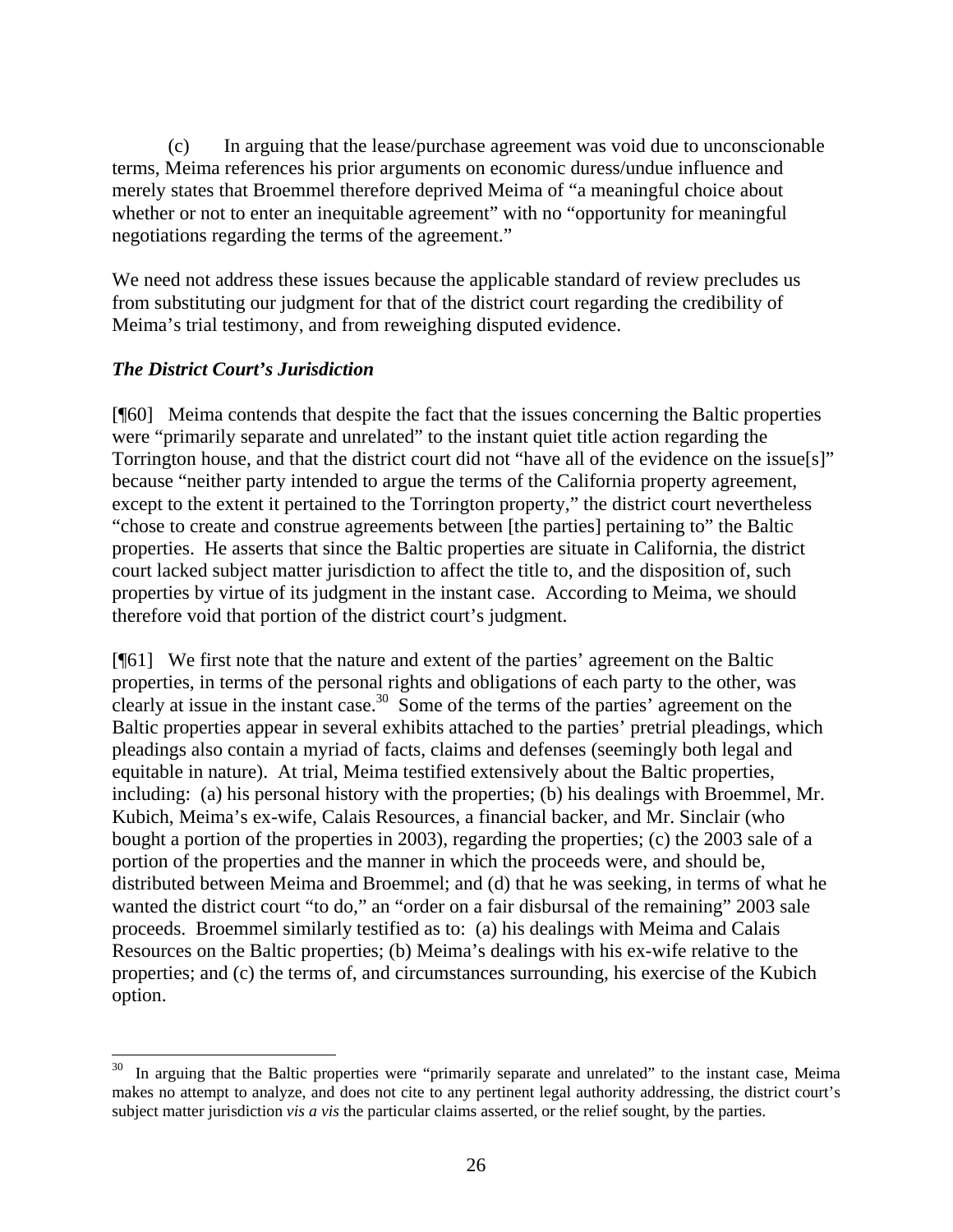(c) In arguing that the lease/purchase agreement was void due to unconscionable terms, Meima references his prior arguments on economic duress/undue influence and merely states that Broemmel therefore deprived Meima of "a meaningful choice about whether or not to enter an inequitable agreement" with no "opportunity for meaningful negotiations regarding the terms of the agreement."

We need not address these issues because the applicable standard of review precludes us from substituting our judgment for that of the district court regarding the credibility of Meima's trial testimony, and from reweighing disputed evidence.

***The District Court's Jurisdiction***

[¶60] Meima contends that despite the fact that the issues concerning the Baltic properties were "primarily separate and unrelated" to the instant quiet title action regarding the Torrington house, and that the district court did not "have all of the evidence on the issue[s]" because "neither party intended to argue the terms of the California property agreement, except to the extent it pertained to the Torrington property," the district court nevertheless "chose to create and construe agreements between [the parties] pertaining to" the Baltic properties. He asserts that since the Baltic properties are situate in California, the district court lacked subject matter jurisdiction to affect the title to, and the disposition of, such properties by virtue of its judgment in the instant case. According to Meima, we should therefore void that portion of the district court's judgment.

[¶61] We first note that the nature and extent of the parties' agreement on the Baltic properties, in terms of the personal rights and obligations of each party to the other, was clearly at issue in the instant case.[30] Some of the terms of the parties' agreement on the Baltic properties appear in several exhibits attached to the parties' pretrial pleadings, which pleadings also contain a myriad of facts, claims and defenses (seemingly both legal and equitable in nature). At trial, Meima testified extensively about the Baltic properties, including: (a) his personal history with the properties; (b) his dealings with Broemmel, Mr. Kubich, Meima's ex-wife, Calais Resources, a financial backer, and Mr. Sinclair (who bought a portion of the properties in 2003), regarding the properties; (c) the 2003 sale of a portion of the properties and the manner in which the proceeds were, and should be, distributed between Meima and Broemmel; and (d) that he was seeking, in terms of what he wanted the district court "to do," an "order on a fair disbursal of the remaining" 2003 sale proceeds. Broemmel similarly testified as to: (a) his dealings with Meima and Calais Resources on the Baltic properties; (b) Meima's dealings with his ex-wife relative to the properties; and (c) the terms of, and circumstances surrounding, his exercise of the Kubich option.

---

[30] In arguing that the Baltic properties were "primarily separate and unrelated" to the instant case, Meima makes no attempt to analyze, and does not cite to any pertinent legal authority addressing, the district court's subject matter jurisdiction *vis a vis* the particular claims asserted, or the relief sought, by the parties.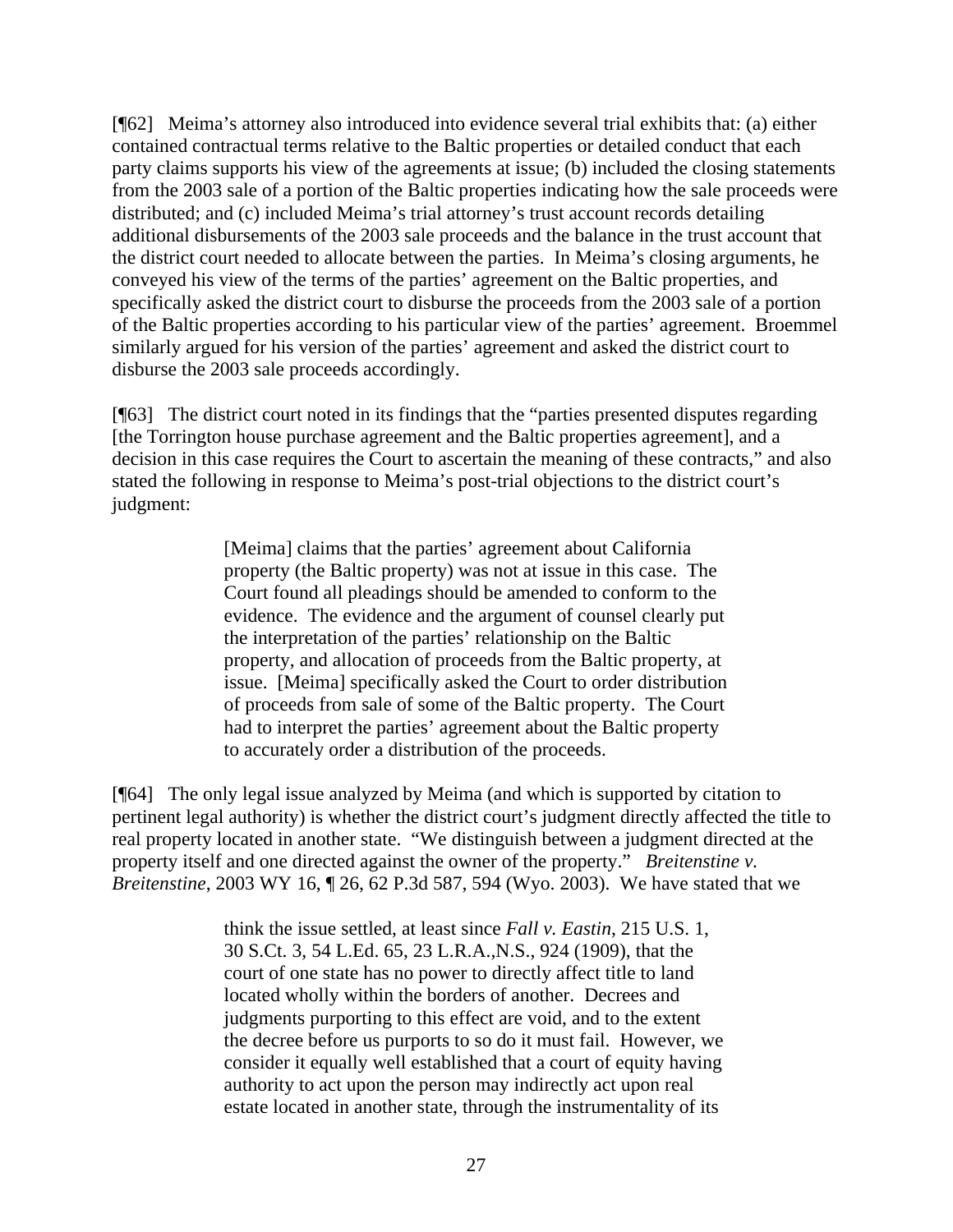[¶62] Meima's attorney also introduced into evidence several trial exhibits that: (a) either contained contractual terms relative to the Baltic properties or detailed conduct that each party claims supports his view of the agreements at issue; (b) included the closing statements from the 2003 sale of a portion of the Baltic properties indicating how the sale proceeds were distributed; and (c) included Meima's trial attorney's trust account records detailing additional disbursements of the 2003 sale proceeds and the balance in the trust account that the district court needed to allocate between the parties. In Meima's closing arguments, he conveyed his view of the terms of the parties' agreement on the Baltic properties, and specifically asked the district court to disburse the proceeds from the 2003 sale of a portion of the Baltic properties according to his particular view of the parties' agreement. Broemmel similarly argued for his version of the parties' agreement and asked the district court to disburse the 2003 sale proceeds accordingly.

[¶63] The district court noted in its findings that the "parties presented disputes regarding [the Torrington house purchase agreement and the Baltic properties agreement], and a decision in this case requires the Court to ascertain the meaning of these contracts," and also stated the following in response to Meima's post-trial objections to the district court's judgment:

> [Meima] claims that the parties' agreement about California property (the Baltic property) was not at issue in this case. The Court found all pleadings should be amended to conform to the evidence. The evidence and the argument of counsel clearly put the interpretation of the parties' relationship on the Baltic property, and allocation of proceeds from the Baltic property, at issue. [Meima] specifically asked the Court to order distribution of proceeds from sale of some of the Baltic property. The Court had to interpret the parties' agreement about the Baltic property to accurately order a distribution of the proceeds.

[¶64] The only legal issue analyzed by Meima (and which is supported by citation to pertinent legal authority) is whether the district court's judgment directly affected the title to real property located in another state. "We distinguish between a judgment directed at the property itself and one directed against the owner of the property." *Breitenstine v. Breitenstine*, 2003 WY 16, ¶ 26, 62 P.3d 587, 594 (Wyo. 2003). We have stated that we

> think the issue settled, at least since *Fall v. Eastin*, 215 U.S. 1, 30 S.Ct. 3, 54 L.Ed. 65, 23 L.R.A.,N.S., 924 (1909), that the court of one state has no power to directly affect title to land located wholly within the borders of another. Decrees and judgments purporting to this effect are void, and to the extent the decree before us purports to so do it must fail. However, we consider it equally well established that a court of equity having authority to act upon the person may indirectly act upon real estate located in another state, through the instrumentality of its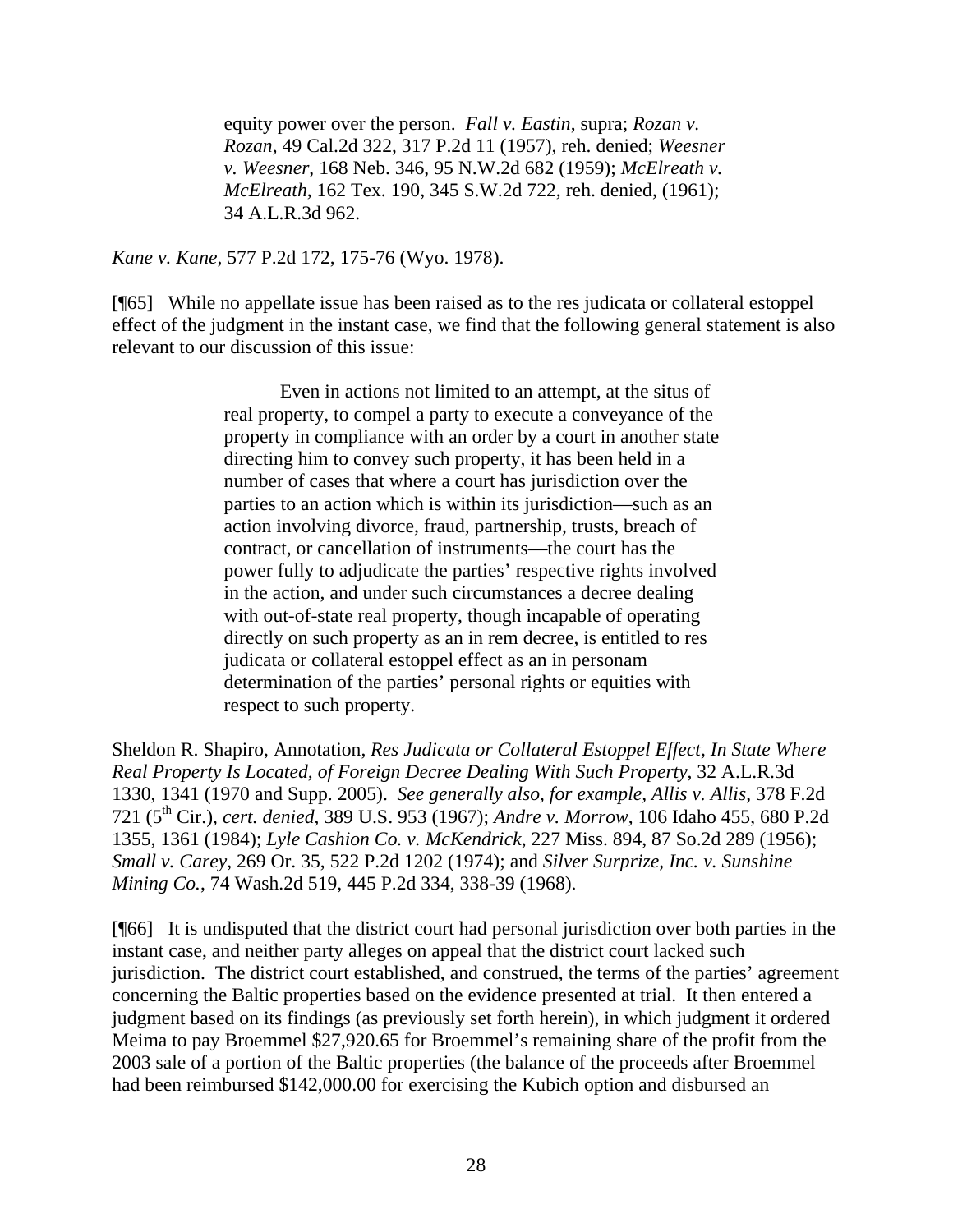> equity power over the person. *Fall v. Eastin*, supra; *Rozan v. Rozan*, 49 Cal.2d 322, 317 P.2d 11 (1957), reh. denied; *Weesner v. Weesner*, 168 Neb. 346, 95 N.W.2d 682 (1959); *McElreath v. McElreath*, 162 Tex. 190, 345 S.W.2d 722, reh. denied, (1961); 34 A.L.R.3d 962.

*Kane v. Kane*, 577 P.2d 172, 175-76 (Wyo. 1978).

[¶65] While no appellate issue has been raised as to the res judicata or collateral estoppel effect of the judgment in the instant case, we find that the following general statement is also relevant to our discussion of this issue:

> Even in actions not limited to an attempt, at the situs of real property, to compel a party to execute a conveyance of the property in compliance with an order by a court in another state directing him to convey such property, it has been held in a number of cases that where a court has jurisdiction over the parties to an action which is within its jurisdiction—such as an action involving divorce, fraud, partnership, trusts, breach of contract, or cancellation of instruments—the court has the power fully to adjudicate the parties' respective rights involved in the action, and under such circumstances a decree dealing with out-of-state real property, though incapable of operating directly on such property as an in rem decree, is entitled to res judicata or collateral estoppel effect as an in personam determination of the parties' personal rights or equities with respect to such property.

Sheldon R. Shapiro, Annotation, *Res Judicata or Collateral Estoppel Effect, In State Where Real Property Is Located, of Foreign Decree Dealing With Such Property*, 32 A.L.R.3d 1330, 1341 (1970 and Supp. 2005). *See generally also, for example, Allis v. Allis*, 378 F.2d 721 (5th Cir.), *cert. denied*, 389 U.S. 953 (1967); *Andre v. Morrow*, 106 Idaho 455, 680 P.2d 1355, 1361 (1984); *Lyle Cashion Co. v. McKendrick*, 227 Miss. 894, 87 So.2d 289 (1956); *Small v. Carey*, 269 Or. 35, 522 P.2d 1202 (1974); and *Silver Surprize, Inc. v. Sunshine Mining Co.*, 74 Wash.2d 519, 445 P.2d 334, 338-39 (1968).

[¶66] It is undisputed that the district court had personal jurisdiction over both parties in the instant case, and neither party alleges on appeal that the district court lacked such jurisdiction. The district court established, and construed, the terms of the parties' agreement concerning the Baltic properties based on the evidence presented at trial. It then entered a judgment based on its findings (as previously set forth herein), in which judgment it ordered Meima to pay Broemmel $27,920.65 for Broemmel's remaining share of the profit from the 2003 sale of a portion of the Baltic properties (the balance of the proceeds after Broemmel had been reimbursed $142,000.00 for exercising the Kubich option and disbursed an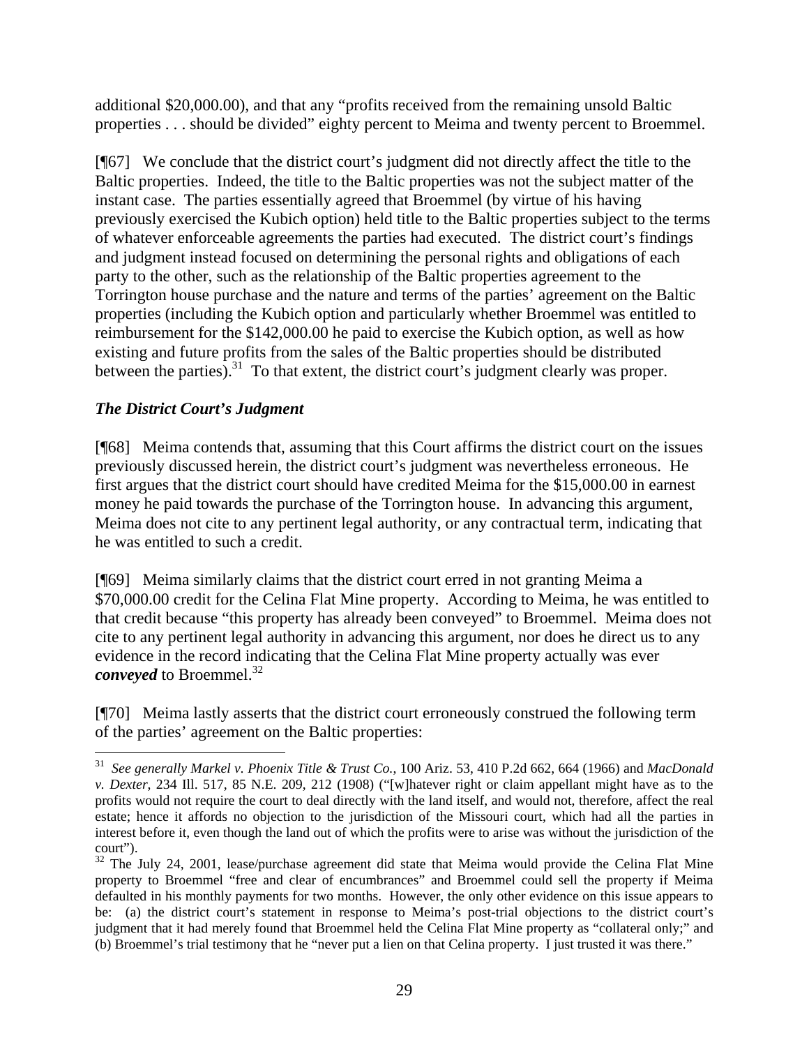additional $20,000.00), and that any "profits received from the remaining unsold Baltic properties . . . should be divided" eighty percent to Meima and twenty percent to Broemmel.

[¶67] We conclude that the district court's judgment did not directly affect the title to the Baltic properties. Indeed, the title to the Baltic properties was not the subject matter of the instant case. The parties essentially agreed that Broemmel (by virtue of his having previously exercised the Kubich option) held title to the Baltic properties subject to the terms of whatever enforceable agreements the parties had executed. The district court's findings and judgment instead focused on determining the personal rights and obligations of each party to the other, such as the relationship of the Baltic properties agreement to the Torrington house purchase and the nature and terms of the parties' agreement on the Baltic properties (including the Kubich option and particularly whether Broemmel was entitled to reimbursement for the $142,000.00 he paid to exercise the Kubich option, as well as how existing and future profits from the sales of the Baltic properties should be distributed between the parties).[31] To that extent, the district court's judgment clearly was proper.

### *The District Court's Judgment*

[¶68] Meima contends that, assuming that this Court affirms the district court on the issues previously discussed herein, the district court's judgment was nevertheless erroneous. He first argues that the district court should have credited Meima for the $15,000.00 in earnest money he paid towards the purchase of the Torrington house. In advancing this argument, Meima does not cite to any pertinent legal authority, or any contractual term, indicating that he was entitled to such a credit.

[¶69] Meima similarly claims that the district court erred in not granting Meima a $70,000.00 credit for the Celina Flat Mine property. According to Meima, he was entitled to that credit because "this property has already been conveyed" to Broemmel. Meima does not cite to any pertinent legal authority in advancing this argument, nor does he direct us to any evidence in the record indicating that the Celina Flat Mine property actually was ever ***conveyed*** to Broemmel.[32]

[¶70] Meima lastly asserts that the district court erroneously construed the following term of the parties' agreement on the Baltic properties:

---

[31] *See generally Markel v. Phoenix Title & Trust Co.*, 100 Ariz. 53, 410 P.2d 662, 664 (1966) and *MacDonald v. Dexter*, 234 Ill. 517, 85 N.E. 209, 212 (1908) ("[w]hatever right or claim appellant might have as to the profits would not require the court to deal directly with the land itself, and would not, therefore, affect the real estate; hence it affords no objection to the jurisdiction of the Missouri court, which had all the parties in interest before it, even though the land out of which the profits were to arise was without the jurisdiction of the court").

[32] The July 24, 2001, lease/purchase agreement did state that Meima would provide the Celina Flat Mine property to Broemmel "free and clear of encumbrances" and Broemmel could sell the property if Meima defaulted in his monthly payments for two months. However, the only other evidence on this issue appears to be: (a) the district court's statement in response to Meima's post-trial objections to the district court's judgment that it had merely found that Broemmel held the Celina Flat Mine property as "collateral only;" and (b) Broemmel's trial testimony that he "never put a lien on that Celina property. I just trusted it was there."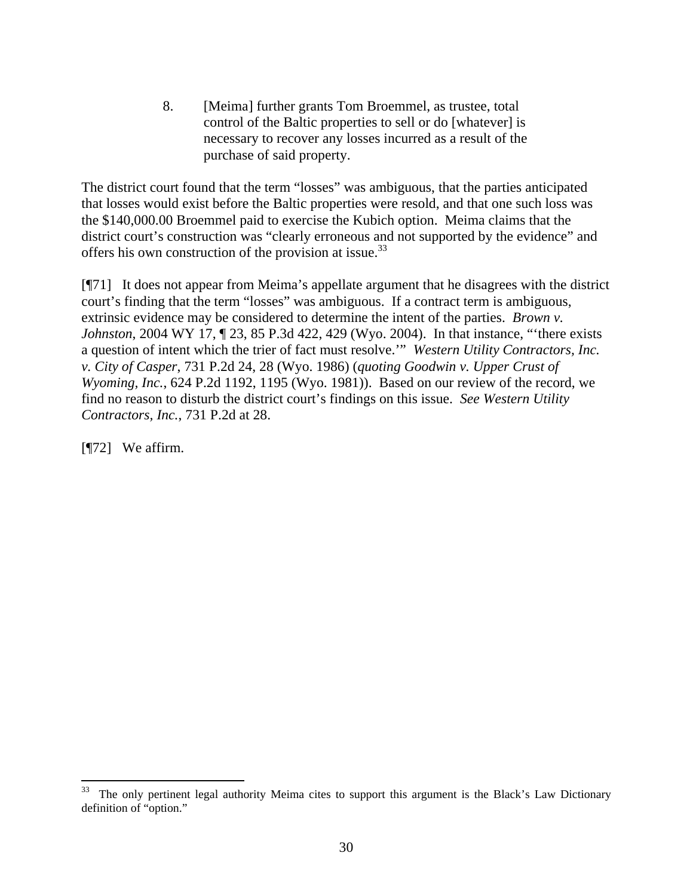> 8. [Meima] further grants Tom Broemmel, as trustee, total control of the Baltic properties to sell or do [whatever] is necessary to recover any losses incurred as a result of the purchase of said property.

The district court found that the term "losses" was ambiguous, that the parties anticipated that losses would exist before the Baltic properties were resold, and that one such loss was the $140,000.00 Broemmel paid to exercise the Kubich option. Meima claims that the district court's construction was "clearly erroneous and not supported by the evidence" and offers his own construction of the provision at issue.[33]

[¶71] It does not appear from Meima's appellate argument that he disagrees with the district court's finding that the term "losses" was ambiguous. If a contract term is ambiguous, extrinsic evidence may be considered to determine the intent of the parties. *Brown v. Johnston*, 2004 WY 17, ¶ 23, 85 P.3d 422, 429 (Wyo. 2004). In that instance, "'there exists a question of intent which the trier of fact must resolve.'" *Western Utility Contractors, Inc. v. City of Casper*, 731 P.2d 24, 28 (Wyo. 1986) (*quoting Goodwin v. Upper Crust of Wyoming, Inc.*, 624 P.2d 1192, 1195 (Wyo. 1981)). Based on our review of the record, we find no reason to disturb the district court's findings on this issue. *See Western Utility Contractors, Inc.*, 731 P.2d at 28.

[¶72] We affirm.

---

[33] The only pertinent legal authority Meima cites to support this argument is the Black's Law Dictionary definition of "option."